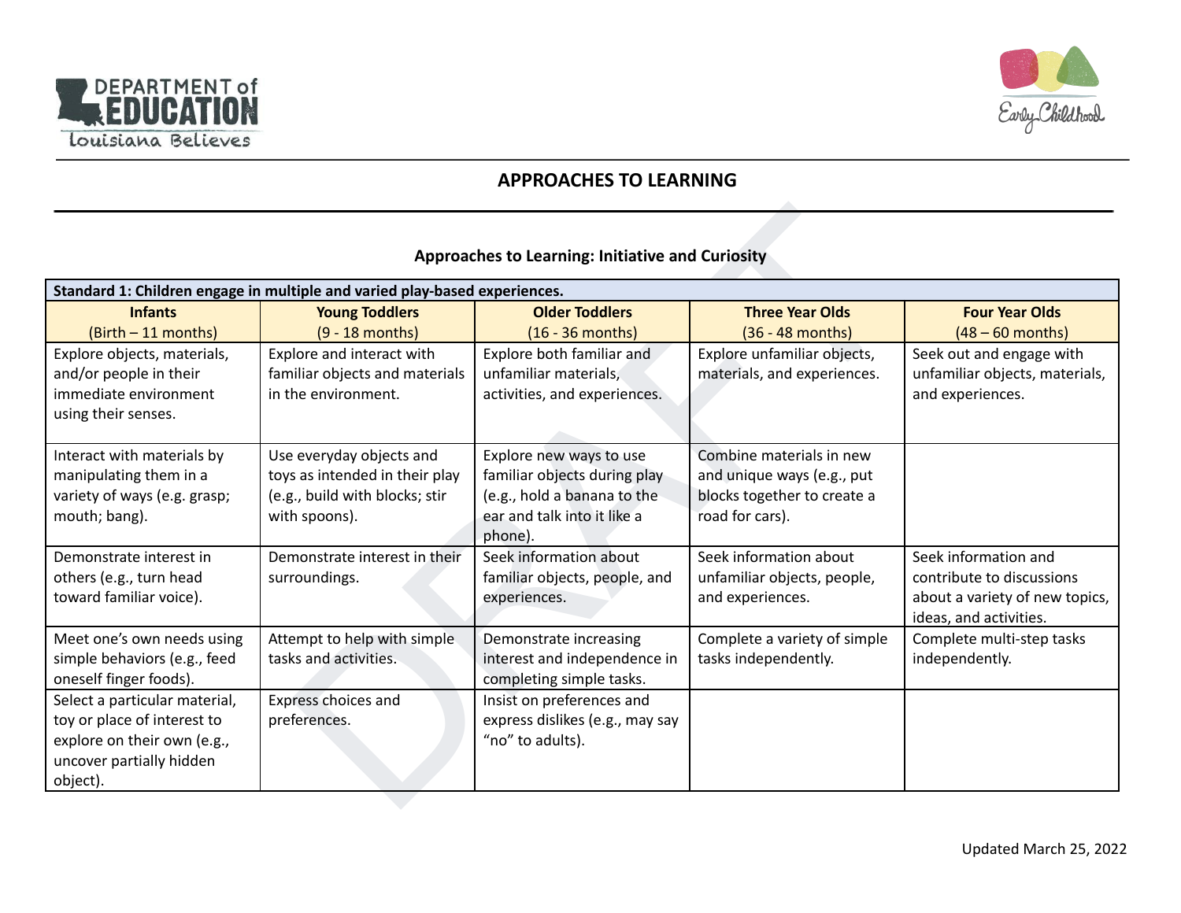# APPROACHES TO LEARNING

## Approaches to Learning: Initiative and Curiosity

| Standard 1: Children engage in multiple and varied play-based experiences. | | | | |
|---|---|---|---|---|
| **Infants** (Birth – 11 months) | **Young Toddlers** (9 - 18 months) | **Older Toddlers** (16 - 36 months) | **Three Year Olds** (36 - 48 months) | **Four Year Olds** (48 – 60 months) |
| Explore objects, materials, and/or people in their immediate environment using their senses. | Explore and interact with familiar objects and materials in the environment. | Explore both familiar and unfamiliar materials, activities, and experiences. | Explore unfamiliar objects, materials, and experiences. | Seek out and engage with unfamiliar objects, materials, and experiences. |
| Interact with materials by manipulating them in a variety of ways (e.g. grasp; mouth; bang). | Use everyday objects and toys as intended in their play (e.g., build with blocks; stir with spoons). | Explore new ways to use familiar objects during play (e.g., hold a banana to the ear and talk into it like a phone). | Combine materials in new and unique ways (e.g., put blocks together to create a road for cars). | |
| Demonstrate interest in others (e.g., turn head toward familiar voice). | Demonstrate interest in their surroundings. | Seek information about familiar objects, people, and experiences. | Seek information about unfamiliar objects, people, and experiences. | Seek information and contribute to discussions about a variety of new topics, ideas, and activities. |
| Meet one's own needs using simple behaviors (e.g., feed oneself finger foods). | Attempt to help with simple tasks and activities. | Demonstrate increasing interest and independence in completing simple tasks. | Complete a variety of simple tasks independently. | Complete multi-step tasks independently. |
| Select a particular material, toy or place of interest to explore on their own (e.g., uncover partially hidden object). | Express choices and preferences. | Insist on preferences and express dislikes (e.g., may say "no" to adults). | | |

Updated March 25, 2022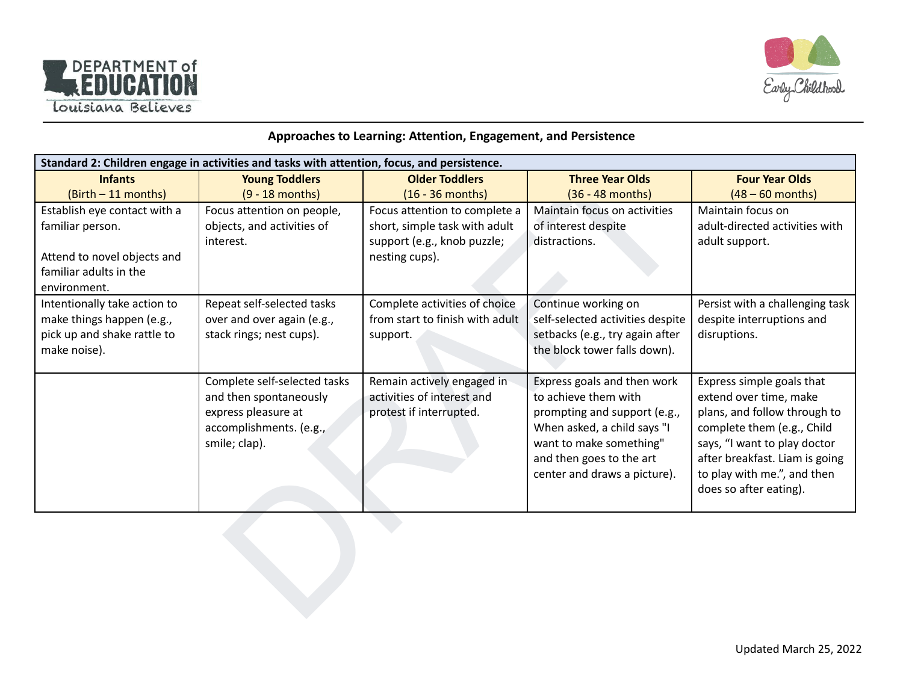## Approaches to Learning: Attention, Engagement, and Persistence

| Standard 2: Children engage in activities and tasks with attention, focus, and persistence. | | | | |
|---|---|---|---|---|
| **Infants** (Birth – 11 months) | **Young Toddlers** (9 - 18 months) | **Older Toddlers** (16 - 36 months) | **Three Year Olds** (36 - 48 months) | **Four Year Olds** (48 – 60 months) |
| Establish eye contact with a familiar person.<br><br>Attend to novel objects and familiar adults in the environment. | Focus attention on people, objects, and activities of interest. | Focus attention to complete a short, simple task with adult support (e.g., knob puzzle; nesting cups). | Maintain focus on activities of interest despite distractions. | Maintain focus on adult-directed activities with adult support. |
| Intentionally take action to make things happen (e.g., pick up and shake rattle to make noise). | Repeat self-selected tasks over and over again (e.g., stack rings; nest cups). | Complete activities of choice from start to finish with adult support. | Continue working on self-selected activities despite setbacks (e.g., try again after the block tower falls down). | Persist with a challenging task despite interruptions and disruptions. |
| | Complete self-selected tasks and then spontaneously express pleasure at accomplishments. (e.g., smile; clap). | Remain actively engaged in activities of interest and protest if interrupted. | Express goals and then work to achieve them with prompting and support (e.g., When asked, a child says "I want to make something" and then goes to the art center and draws a picture). | Express simple goals that extend over time, make plans, and follow through to complete them (e.g., Child says, "I want to play doctor after breakfast. Liam is going to play with me.", and then does so after eating). |

Updated March 25, 2022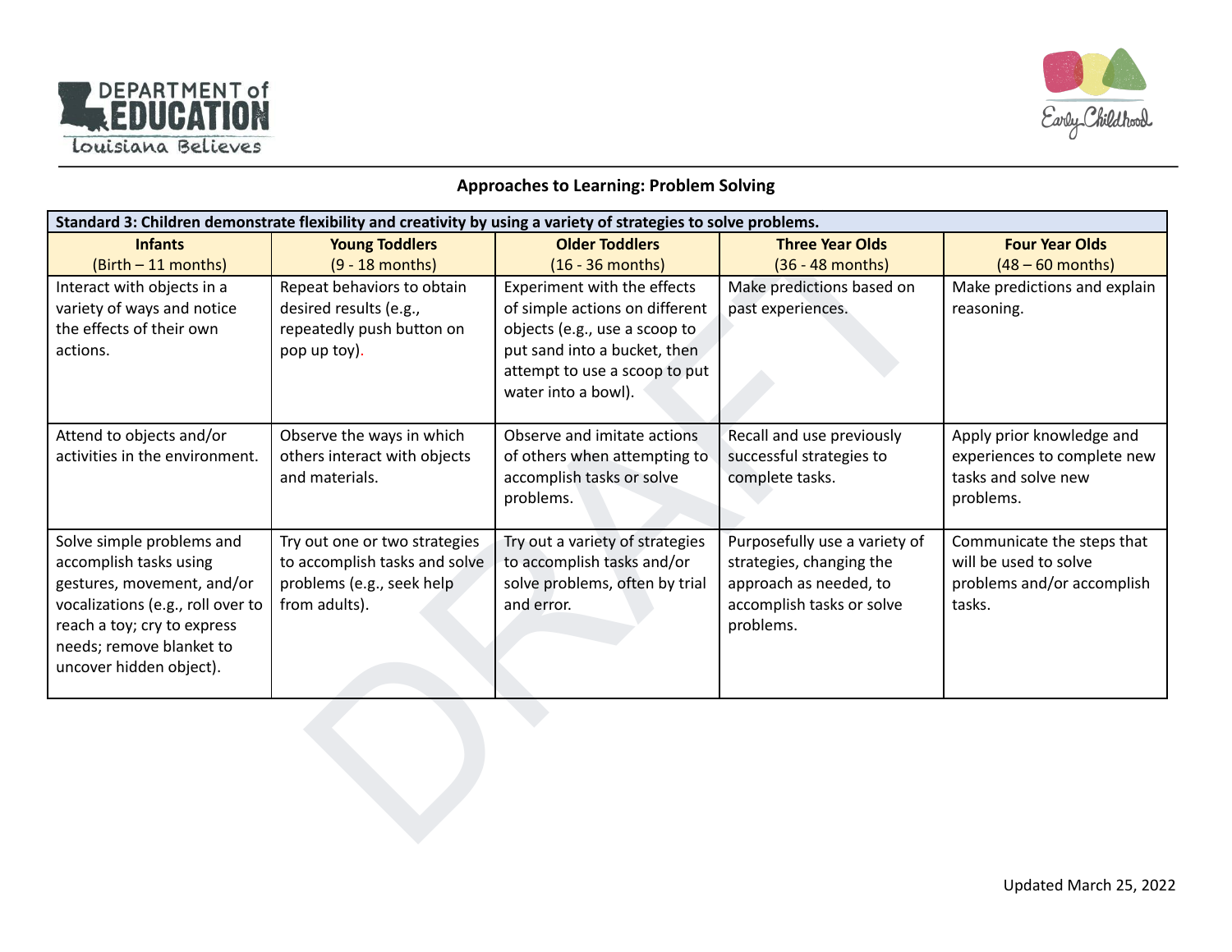## Approaches to Learning: Problem Solving

| Standard 3: Children demonstrate flexibility and creativity by using a variety of strategies to solve problems. | | | | |
|---|---|---|---|---|
| **Infants** (Birth – 11 months) | **Young Toddlers** (9 - 18 months) | **Older Toddlers** (16 - 36 months) | **Three Year Olds** (36 - 48 months) | **Four Year Olds** (48 – 60 months) |
| Interact with objects in a variety of ways and notice the effects of their own actions. | Repeat behaviors to obtain desired results (e.g., repeatedly push button on pop up toy). | Experiment with the effects of simple actions on different objects (e.g., use a scoop to put sand into a bucket, then attempt to use a scoop to put water into a bowl). | Make predictions based on past experiences. | Make predictions and explain reasoning. |
| Attend to objects and/or activities in the environment. | Observe the ways in which others interact with objects and materials. | Observe and imitate actions of others when attempting to accomplish tasks or solve problems. | Recall and use previously successful strategies to complete tasks. | Apply prior knowledge and experiences to complete new tasks and solve new problems. |
| Solve simple problems and accomplish tasks using gestures, movement, and/or vocalizations (e.g., roll over to reach a toy; cry to express needs; remove blanket to uncover hidden object). | Try out one or two strategies to accomplish tasks and solve problems (e.g., seek help from adults). | Try out a variety of strategies to accomplish tasks and/or solve problems, often by trial and error. | Purposefully use a variety of strategies, changing the approach as needed, to accomplish tasks or solve problems. | Communicate the steps that will be used to solve problems and/or accomplish tasks. |

Updated March 25, 2022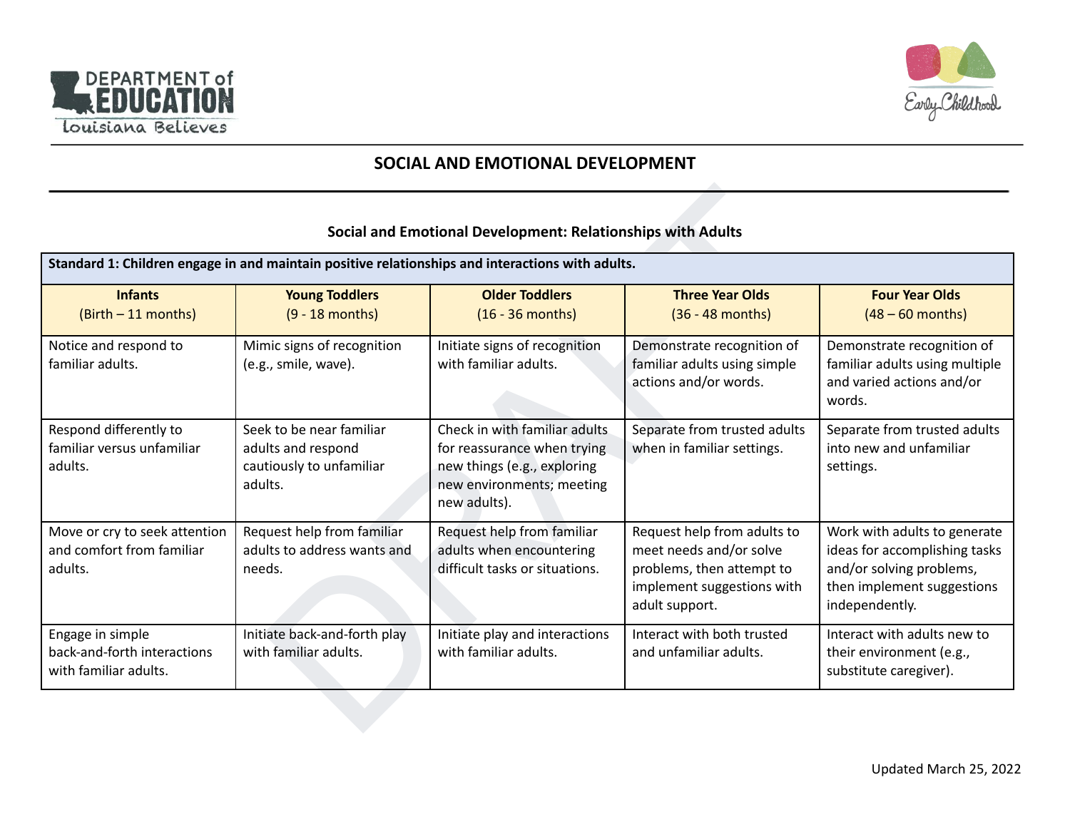## SOCIAL AND EMOTIONAL DEVELOPMENT

### Social and Emotional Development: Relationships with Adults

| **Standard 1: Children engage in and maintain positive relationships and interactions with adults.** | | | | |
|---|---|---|---|---|
| **Infants** (Birth – 11 months) | **Young Toddlers** (9 - 18 months) | **Older Toddlers** (16 - 36 months) | **Three Year Olds** (36 - 48 months) | **Four Year Olds** (48 – 60 months) |
| Notice and respond to familiar adults. | Mimic signs of recognition (e.g., smile, wave). | Initiate signs of recognition with familiar adults. | Demonstrate recognition of familiar adults using simple actions and/or words. | Demonstrate recognition of familiar adults using multiple and varied actions and/or words. |
| Respond differently to familiar versus unfamiliar adults. | Seek to be near familiar adults and respond cautiously to unfamiliar adults. | Check in with familiar adults for reassurance when trying new things (e.g., exploring new environments; meeting new adults). | Separate from trusted adults when in familiar settings. | Separate from trusted adults into new and unfamiliar settings. |
| Move or cry to seek attention and comfort from familiar adults. | Request help from familiar adults to address wants and needs. | Request help from familiar adults when encountering difficult tasks or situations. | Request help from adults to meet needs and/or solve problems, then attempt to implement suggestions with adult support. | Work with adults to generate ideas for accomplishing tasks and/or solving problems, then implement suggestions independently. |
| Engage in simple back-and-forth interactions with familiar adults. | Initiate back-and-forth play with familiar adults. | Initiate play and interactions with familiar adults. | Interact with both trusted and unfamiliar adults. | Interact with adults new to their environment (e.g., substitute caregiver). |

Updated March 25, 2022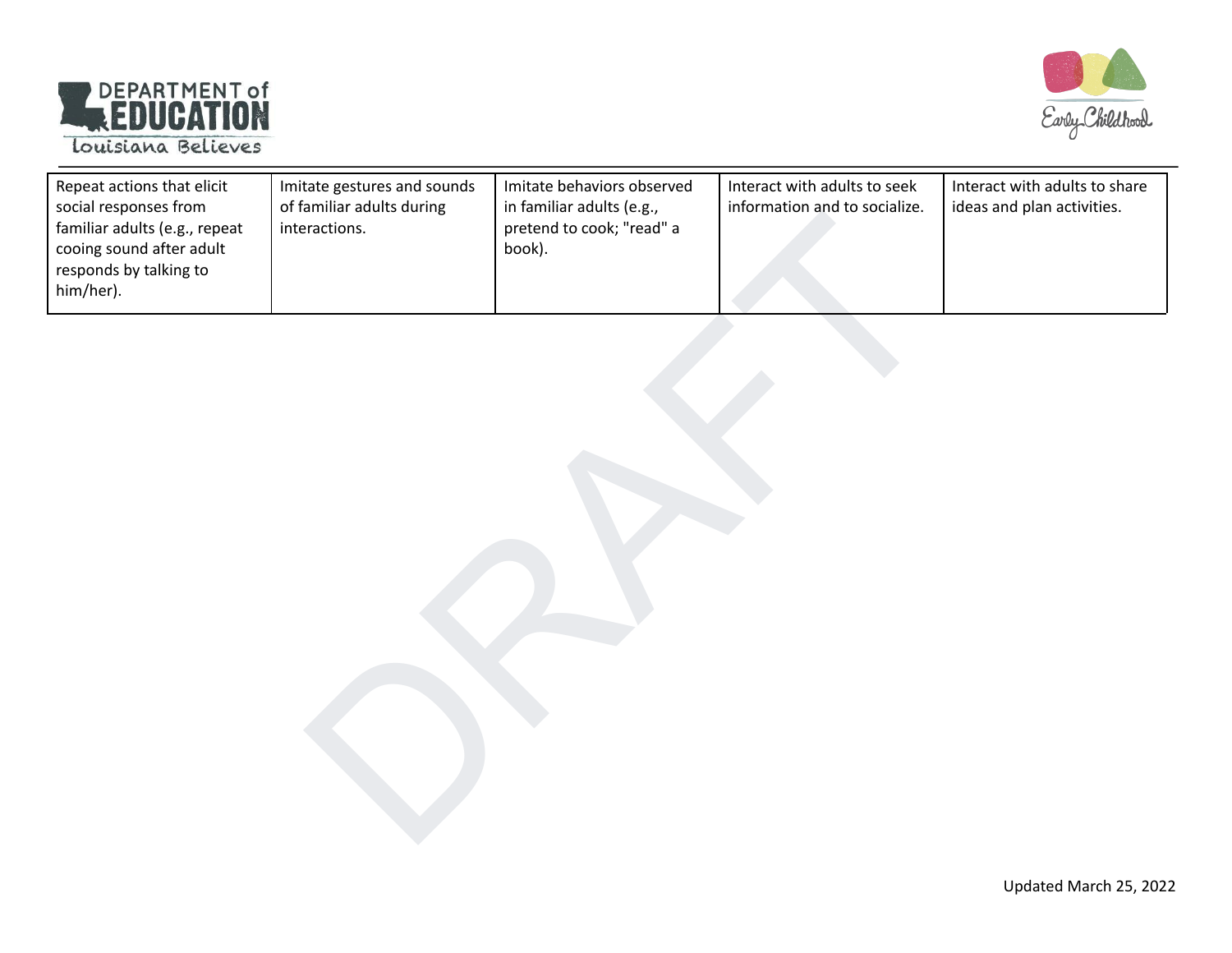| | | | | |
|---|---|---|---|---|
| Repeat actions that elicit social responses from familiar adults (e.g., repeat cooing sound after adult responds by talking to him/her). | Imitate gestures and sounds of familiar adults during interactions. | Imitate behaviors observed in familiar adults (e.g., pretend to cook; "read" a book). | Interact with adults to seek information and to socialize. | Interact with adults to share ideas and plan activities. |

Updated March 25, 2022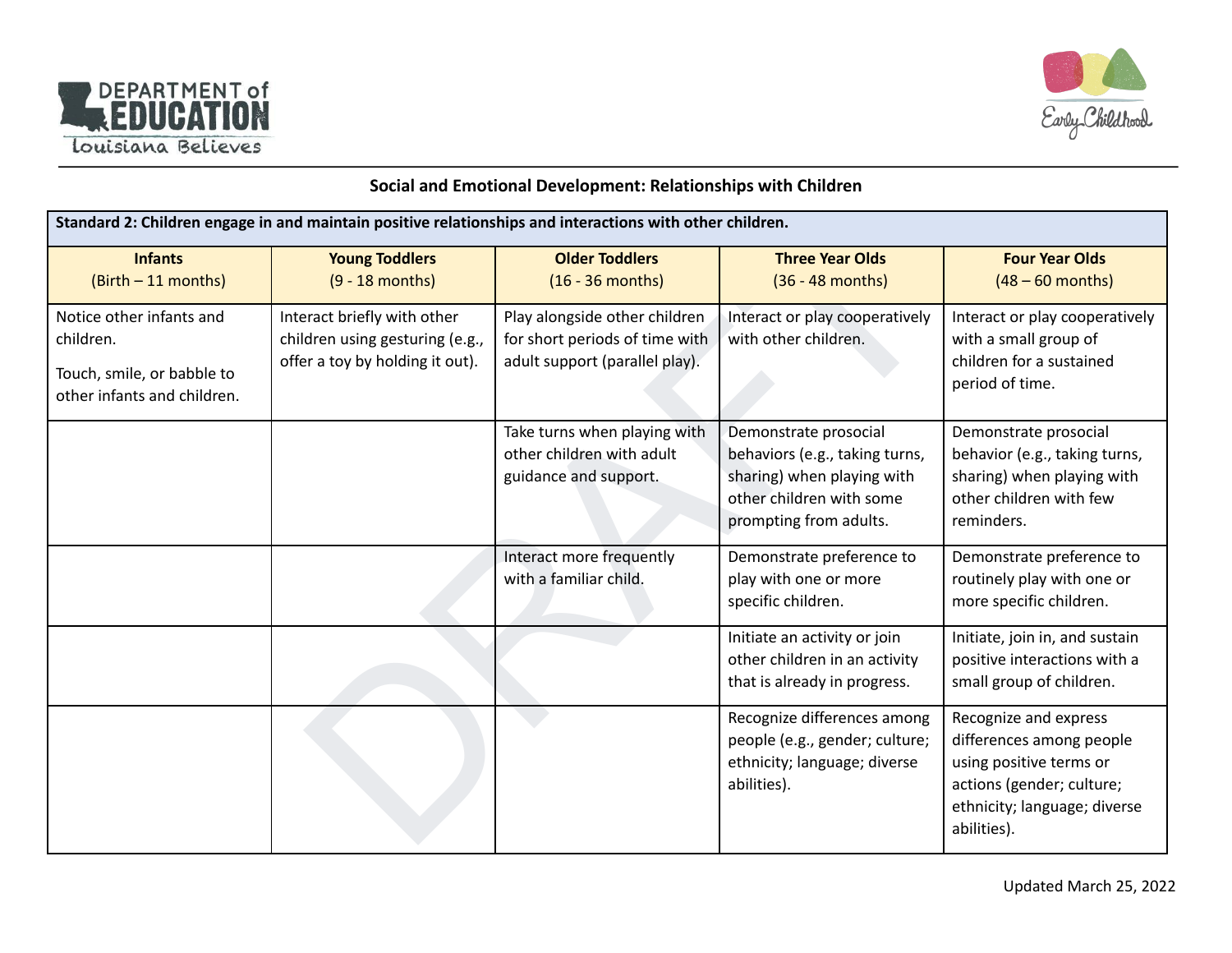## Social and Emotional Development: Relationships with Children

| Standard 2: Children engage in and maintain positive relationships and interactions with other children. | | | | |
|---|---|---|---|---|
| **Infants** (Birth – 11 months) | **Young Toddlers** (9 - 18 months) | **Older Toddlers** (16 - 36 months) | **Three Year Olds** (36 - 48 months) | **Four Year Olds** (48 – 60 months) |
| Notice other infants and children.<br>Touch, smile, or babble to other infants and children. | Interact briefly with other children using gesturing (e.g., offer a toy by holding it out). | Play alongside other children for short periods of time with adult support (parallel play). | Interact or play cooperatively with other children. | Interact or play cooperatively with a small group of children for a sustained period of time. |
| | | Take turns when playing with other children with adult guidance and support. | Demonstrate prosocial behaviors (e.g., taking turns, sharing) when playing with other children with some prompting from adults. | Demonstrate prosocial behavior (e.g., taking turns, sharing) when playing with other children with few reminders. |
| | | Interact more frequently with a familiar child. | Demonstrate preference to play with one or more specific children. | Demonstrate preference to routinely play with one or more specific children. |
| | | | Initiate an activity or join other children in an activity that is already in progress. | Initiate, join in, and sustain positive interactions with a small group of children. |
| | | | Recognize differences among people (e.g., gender; culture; ethnicity; language; diverse abilities). | Recognize and express differences among people using positive terms or actions (gender; culture; ethnicity; language; diverse abilities). |

Updated March 25, 2022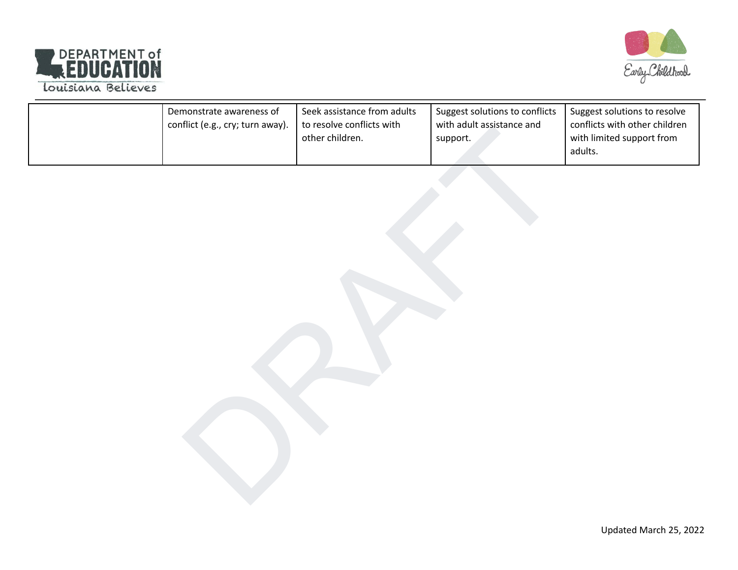| | | | | |
|---|---|---|---|---|
| | Demonstrate awareness of conflict (e.g., cry; turn away). | Seek assistance from adults to resolve conflicts with other children. | Suggest solutions to conflicts with adult assistance and support. | Suggest solutions to resolve conflicts with other children with limited support from adults. |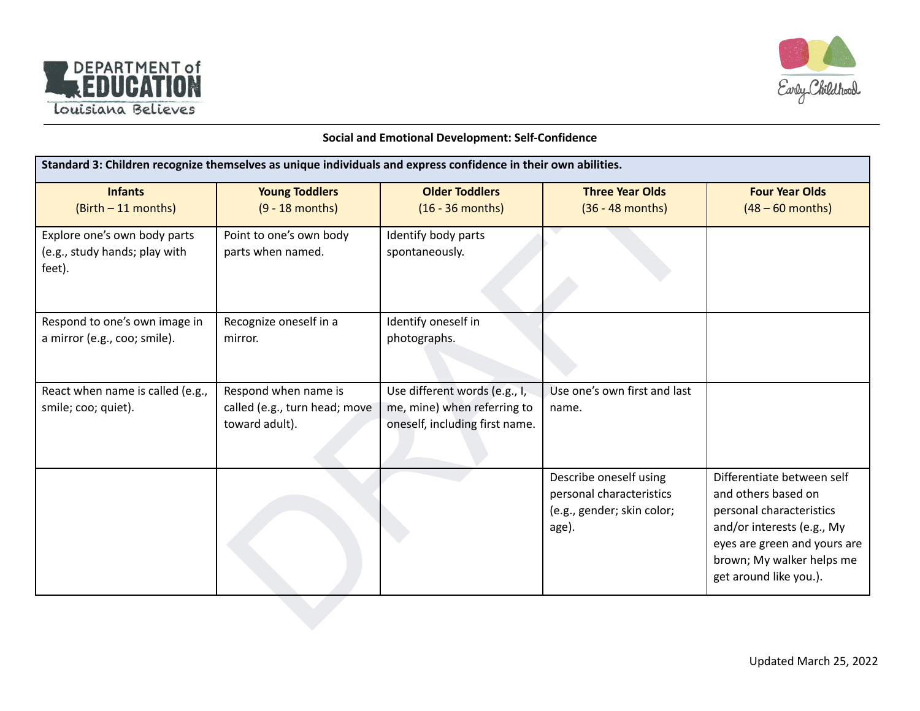## Social and Emotional Development: Self-Confidence

| Standard 3: Children recognize themselves as unique individuals and express confidence in their own abilities. | | | | |
|---|---|---|---|---|
| **Infants** (Birth – 11 months) | **Young Toddlers** (9 - 18 months) | **Older Toddlers** (16 - 36 months) | **Three Year Olds** (36 - 48 months) | **Four Year Olds** (48 – 60 months) |
| Explore one's own body parts (e.g., study hands; play with feet). | Point to one's own body parts when named. | Identify body parts spontaneously. | | |
| Respond to one's own image in a mirror (e.g., coo; smile). | Recognize oneself in a mirror. | Identify oneself in photographs. | | |
| React when name is called (e.g., smile; coo; quiet). | Respond when name is called (e.g., turn head; move toward adult). | Use different words (e.g., I, me, mine) when referring to oneself, including first name. | Use one's own first and last name. | |
| | | | Describe oneself using personal characteristics (e.g., gender; skin color; age). | Differentiate between self and others based on personal characteristics and/or interests (e.g., My eyes are green and yours are brown; My walker helps me get around like you.). |

Updated March 25, 2022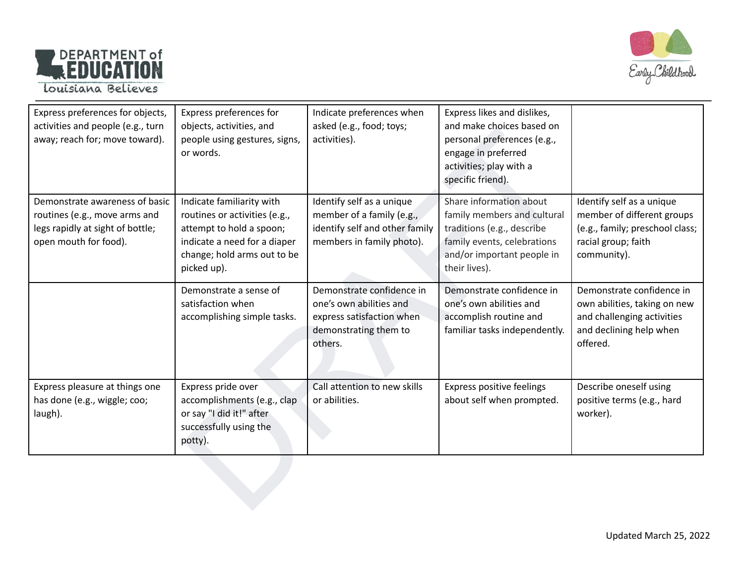| | | | | |
|---|---|---|---|---|
| Express preferences for objects, activities and people (e.g., turn away; reach for; move toward). | Express preferences for objects, activities, and people using gestures, signs, or words. | Indicate preferences when asked (e.g., food; toys; activities). | Express likes and dislikes, and make choices based on personal preferences (e.g., engage in preferred activities; play with a specific friend). | |
| Demonstrate awareness of basic routines (e.g., move arms and legs rapidly at sight of bottle; open mouth for food). | Indicate familiarity with routines or activities (e.g., attempt to hold a spoon; indicate a need for a diaper change; hold arms out to be picked up). | Identify self as a unique member of a family (e.g., identify self and other family members in family photo). | Share information about family members and cultural traditions (e.g., describe family events, celebrations and/or important people in their lives). | Identify self as a unique member of different groups (e.g., family; preschool class; racial group; faith community). |
| | Demonstrate a sense of satisfaction when accomplishing simple tasks. | Demonstrate confidence in one's own abilities and express satisfaction when demonstrating them to others. | Demonstrate confidence in one's own abilities and accomplish routine and familiar tasks independently. | Demonstrate confidence in own abilities, taking on new and challenging activities and declining help when offered. |
| Express pleasure at things one has done (e.g., wiggle; coo; laugh). | Express pride over accomplishments (e.g., clap or say "I did it!" after successfully using the potty). | Call attention to new skills or abilities. | Express positive feelings about self when prompted. | Describe oneself using positive terms (e.g., hard worker). |

Updated March 25, 2022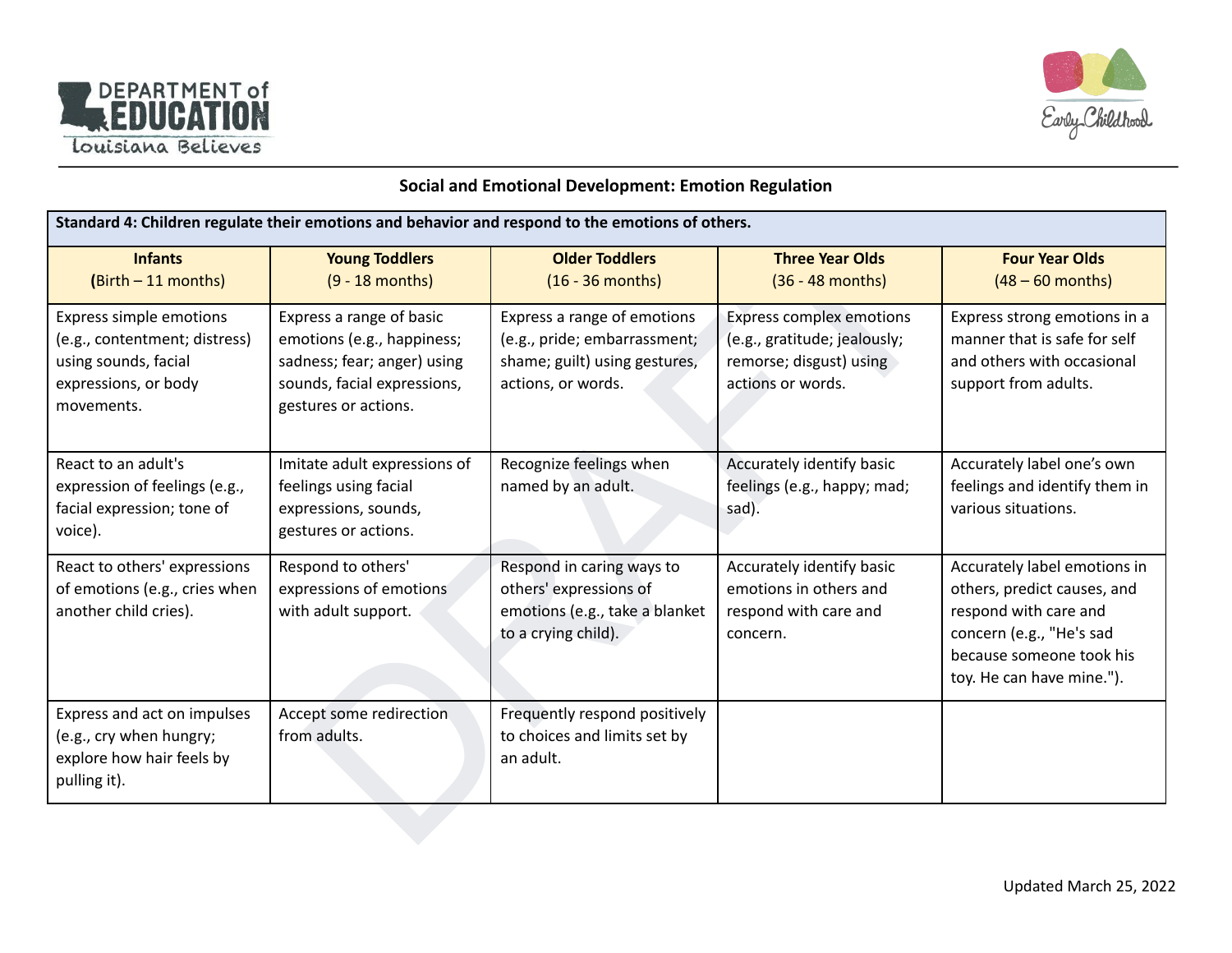## Social and Emotional Development: Emotion Regulation

| Standard 4: Children regulate their emotions and behavior and respond to the emotions of others. | | | | |
|---|---|---|---|---|
| **Infants** (Birth – 11 months) | **Young Toddlers** (9 - 18 months) | **Older Toddlers** (16 - 36 months) | **Three Year Olds** (36 - 48 months) | **Four Year Olds** (48 – 60 months) |
| Express simple emotions (e.g., contentment; distress) using sounds, facial expressions, or body movements. | Express a range of basic emotions (e.g., happiness; sadness; fear; anger) using sounds, facial expressions, gestures or actions. | Express a range of emotions (e.g., pride; embarrassment; shame; guilt) using gestures, actions, or words. | Express complex emotions (e.g., gratitude; jealously; remorse; disgust) using actions or words. | Express strong emotions in a manner that is safe for self and others with occasional support from adults. |
| React to an adult's expression of feelings (e.g., facial expression; tone of voice). | Imitate adult expressions of feelings using facial expressions, sounds, gestures or actions. | Recognize feelings when named by an adult. | Accurately identify basic feelings (e.g., happy; mad; sad). | Accurately label one's own feelings and identify them in various situations. |
| React to others' expressions of emotions (e.g., cries when another child cries). | Respond to others' expressions of emotions with adult support. | Respond in caring ways to others' expressions of emotions (e.g., take a blanket to a crying child). | Accurately identify basic emotions in others and respond with care and concern. | Accurately label emotions in others, predict causes, and respond with care and concern (e.g., "He's sad because someone took his toy. He can have mine."). |
| Express and act on impulses (e.g., cry when hungry; explore how hair feels by pulling it). | Accept some redirection from adults. | Frequently respond positively to choices and limits set by an adult. | | |

Updated March 25, 2022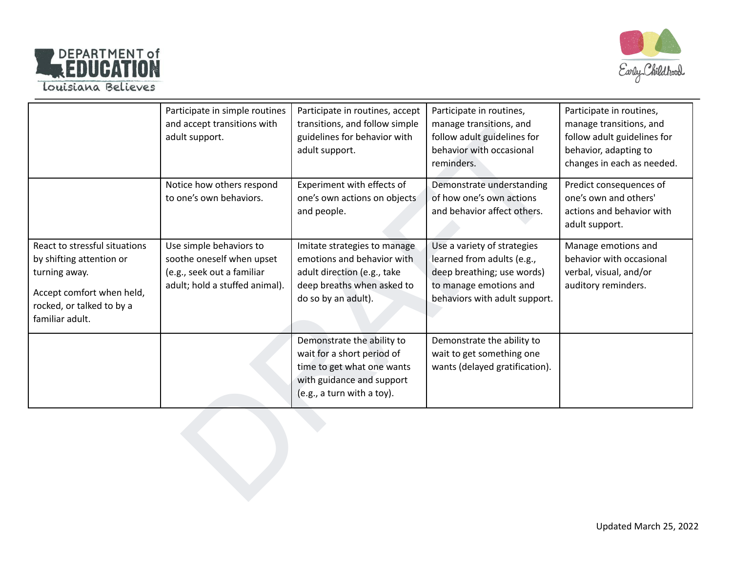| | | | | |
|---|---|---|---|---|
| | Participate in simple routines and accept transitions with adult support. | Participate in routines, accept transitions, and follow simple guidelines for behavior with adult support. | Participate in routines, manage transitions, and follow adult guidelines for behavior with occasional reminders. | Participate in routines, manage transitions, and follow adult guidelines for behavior, adapting to changes in each as needed. |
| | Notice how others respond to one's own behaviors. | Experiment with effects of one's own actions on objects and people. | Demonstrate understanding of how one's own actions and behavior affect others. | Predict consequences of one's own and others' actions and behavior with adult support. |
| React to stressful situations by shifting attention or turning away.<br><br>Accept comfort when held, rocked, or talked to by a familiar adult. | Use simple behaviors to soothe oneself when upset (e.g., seek out a familiar adult; hold a stuffed animal). | Imitate strategies to manage emotions and behavior with adult direction (e.g., take deep breaths when asked to do so by an adult). | Use a variety of strategies learned from adults (e.g., deep breathing; use words) to manage emotions and behaviors with adult support. | Manage emotions and behavior with occasional verbal, visual, and/or auditory reminders. |
| | | Demonstrate the ability to wait for a short period of time to get what one wants with guidance and support (e.g., a turn with a toy). | Demonstrate the ability to wait to get something one wants (delayed gratification). | |

Updated March 25, 2022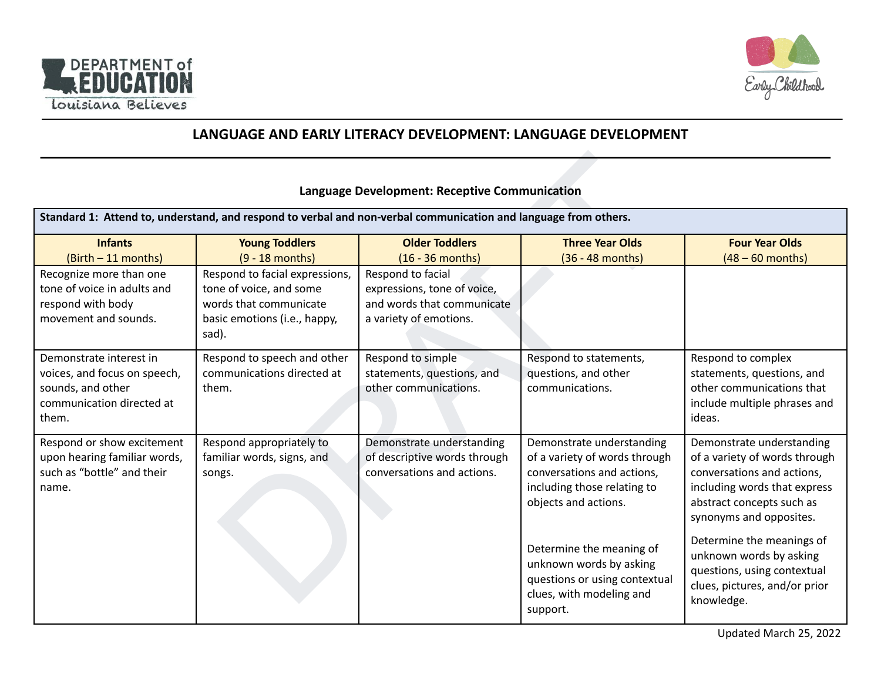## LANGUAGE AND EARLY LITERACY DEVELOPMENT: LANGUAGE DEVELOPMENT

### Language Development: Receptive Communication

| Standard 1: Attend to, understand, and respond to verbal and non-verbal communication and language from others. | | | | |
|---|---|---|---|---|
| **Infants** (Birth – 11 months) | **Young Toddlers** (9 - 18 months) | **Older Toddlers** (16 - 36 months) | **Three Year Olds** (36 - 48 months) | **Four Year Olds** (48 – 60 months) |
| Recognize more than one tone of voice in adults and respond with body movement and sounds. | Respond to facial expressions, tone of voice, and some words that communicate basic emotions (i.e., happy, sad). | Respond to facial expressions, tone of voice, and words that communicate a variety of emotions. | | |
| Demonstrate interest in voices, and focus on speech, sounds, and other communication directed at them. | Respond to speech and other communications directed at them. | Respond to simple statements, questions, and other communications. | Respond to statements, questions, and other communications. | Respond to complex statements, questions, and other communications that include multiple phrases and ideas. |
| Respond or show excitement upon hearing familiar words, such as "bottle" and their name. | Respond appropriately to familiar words, signs, and songs. | Demonstrate understanding of descriptive words through conversations and actions. | Demonstrate understanding of a variety of words through conversations and actions, including those relating to objects and actions.<br><br>Determine the meaning of unknown words by asking questions or using contextual clues, with modeling and support. | Demonstrate understanding of a variety of words through conversations and actions, including words that express abstract concepts such as synonyms and opposites.<br><br>Determine the meanings of unknown words by asking questions, using contextual clues, pictures, and/or prior knowledge. |

Updated March 25, 2022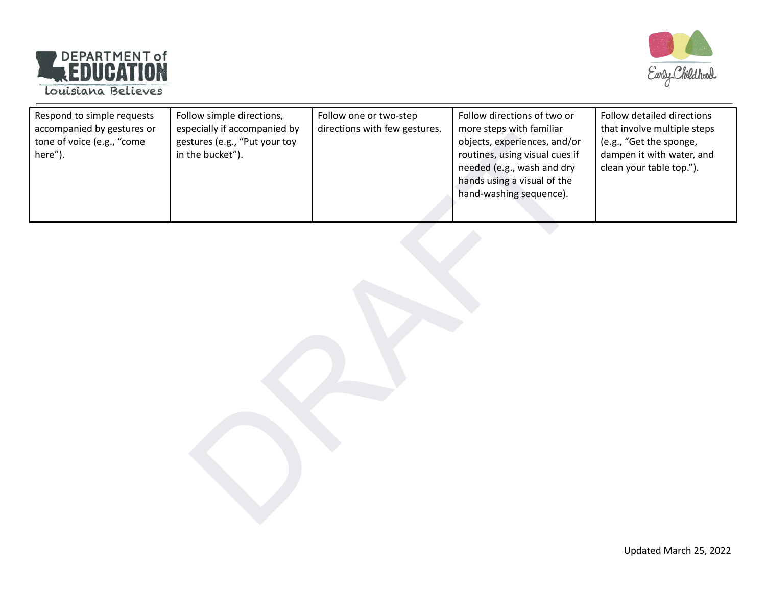| | | | | |
|---|---|---|---|---|
| Respond to simple requests accompanied by gestures or tone of voice (e.g., “come here”). | Follow simple directions, especially if accompanied by gestures (e.g., “Put your toy in the bucket”). | Follow one or two-step directions with few gestures. | Follow directions of two or more steps with familiar objects, experiences, and/or routines, using visual cues if needed (e.g., wash and dry hands using a visual of the hand-washing sequence). | Follow detailed directions that involve multiple steps (e.g., “Get the sponge, dampen it with water, and clean your table top.”). |

Updated March 25, 2022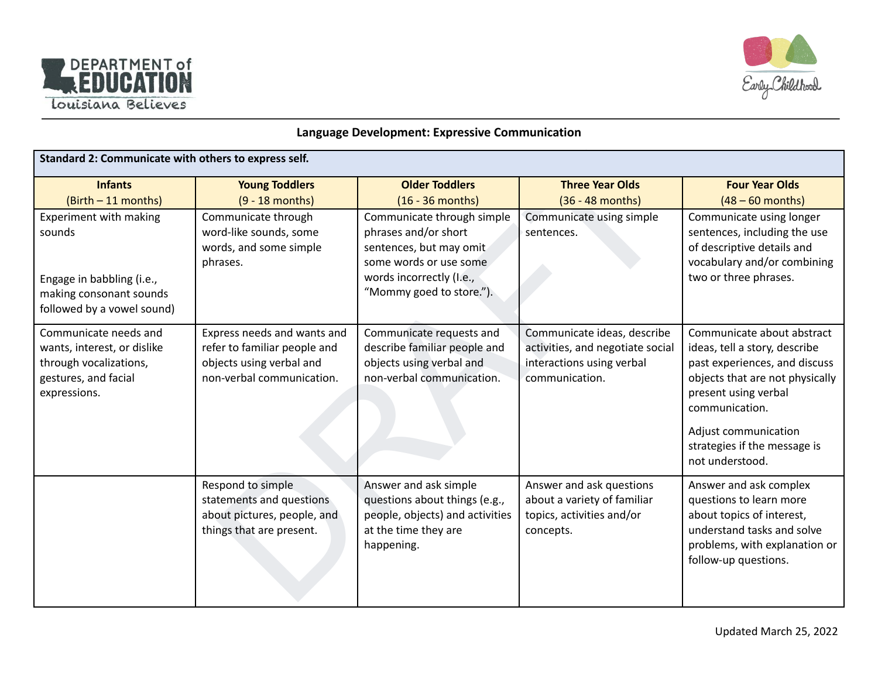## Language Development: Expressive Communication

| Standard 2: Communicate with others to express self. | | | | |
|---|---|---|---|---|
| **Infants** (Birth – 11 months) | **Young Toddlers** (9 - 18 months) | **Older Toddlers** (16 - 36 months) | **Three Year Olds** (36 - 48 months) | **Four Year Olds** (48 – 60 months) |
| Experiment with making sounds<br><br>Engage in babbling (i.e., making consonant sounds followed by a vowel sound) | Communicate through word-like sounds, some words, and some simple phrases. | Communicate through simple phrases and/or short sentences, but may omit some words or use some words incorrectly (I.e., "Mommy goed to store."). | Communicate using simple sentences. | Communicate using longer sentences, including the use of descriptive details and vocabulary and/or combining two or three phrases. |
| Communicate needs and wants, interest, or dislike through vocalizations, gestures, and facial expressions. | Express needs and wants and refer to familiar people and objects using verbal and non-verbal communication. | Communicate requests and describe familiar people and objects using verbal and non-verbal communication. | Communicate ideas, describe activities, and negotiate social interactions using verbal communication. | Communicate about abstract ideas, tell a story, describe past experiences, and discuss objects that are not physically present using verbal communication.<br><br>Adjust communication strategies if the message is not understood. |
| | Respond to simple statements and questions about pictures, people, and things that are present. | Answer and ask simple questions about things (e.g., people, objects) and activities at the time they are happening. | Answer and ask questions about a variety of familiar topics, activities and/or concepts. | Answer and ask complex questions to learn more about topics of interest, understand tasks and solve problems, with explanation or follow-up questions. |

Updated March 25, 2022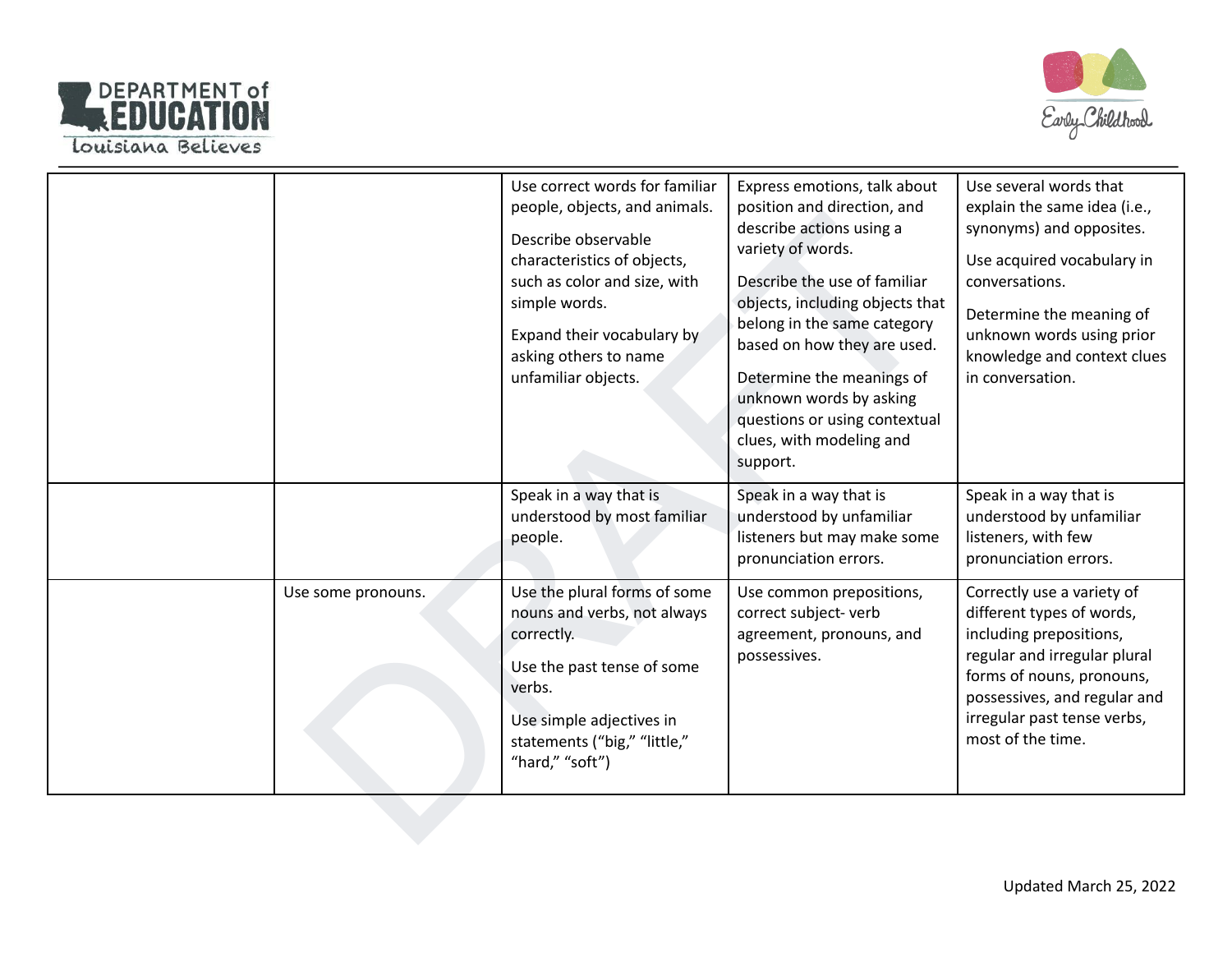| | | | | |
|---|---|---|---|---|
| | | Use correct words for familiar people, objects, and animals.<br><br>Describe observable characteristics of objects, such as color and size, with simple words.<br><br>Expand their vocabulary by asking others to name unfamiliar objects. | Express emotions, talk about position and direction, and describe actions using a variety of words.<br><br>Describe the use of familiar objects, including objects that belong in the same category based on how they are used.<br><br>Determine the meanings of unknown words by asking questions or using contextual clues, with modeling and support. | Use several words that explain the same idea (i.e., synonyms) and opposites.<br><br>Use acquired vocabulary in conversations.<br><br>Determine the meaning of unknown words using prior knowledge and context clues in conversation. |
| | | Speak in a way that is understood by most familiar people. | Speak in a way that is understood by unfamiliar listeners but may make some pronunciation errors. | Speak in a way that is understood by unfamiliar listeners, with few pronunciation errors. |
| | Use some pronouns. | Use the plural forms of some nouns and verbs, not always correctly.<br><br>Use the past tense of some verbs.<br><br>Use simple adjectives in statements ("big," "little," "hard," "soft") | Use common prepositions, correct subject- verb agreement, pronouns, and possessives. | Correctly use a variety of different types of words, including prepositions, regular and irregular plural forms of nouns, pronouns, possessives, and regular and irregular past tense verbs, most of the time. |

Updated March 25, 2022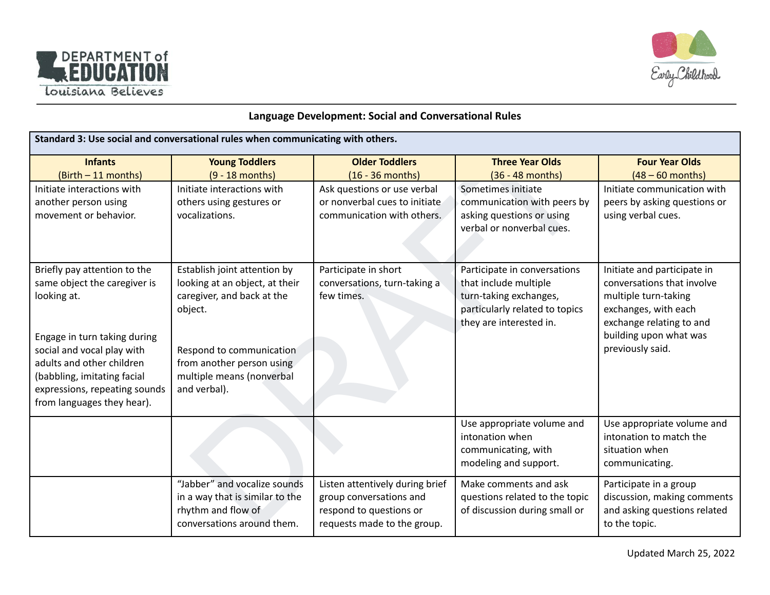## Language Development: Social and Conversational Rules

| Standard 3: Use social and conversational rules when communicating with others. | | | | |
|---|---|---|---|---|
| **Infants** (Birth – 11 months) | **Young Toddlers** (9 - 18 months) | **Older Toddlers** (16 - 36 months) | **Three Year Olds** (36 - 48 months) | **Four Year Olds** (48 – 60 months) |
| Initiate interactions with another person using movement or behavior. | Initiate interactions with others using gestures or vocalizations. | Ask questions or use verbal or nonverbal cues to initiate communication with others. | Sometimes initiate communication with peers by asking questions or using verbal or nonverbal cues. | Initiate communication with peers by asking questions or using verbal cues. |
| Briefly pay attention to the same object the caregiver is looking at.<br><br>Engage in turn taking during social and vocal play with adults and other children (babbling, imitating facial expressions, repeating sounds from languages they hear). | Establish joint attention by looking at an object, at their caregiver, and back at the object.<br><br>Respond to communication from another person using multiple means (nonverbal and verbal). | Participate in short conversations, turn-taking a few times. | Participate in conversations that include multiple turn-taking exchanges, particularly related to topics they are interested in. | Initiate and participate in conversations that involve multiple turn-taking exchanges, with each exchange relating to and building upon what was previously said. |
| | | | Use appropriate volume and intonation when communicating, with modeling and support. | Use appropriate volume and intonation to match the situation when communicating. |
| | "Jabber" and vocalize sounds in a way that is similar to the rhythm and flow of conversations around them. | Listen attentively during brief group conversations and respond to questions or requests made to the group. | Make comments and ask questions related to the topic of discussion during small or | Participate in a group discussion, making comments and asking questions related to the topic. |

Updated March 25, 2022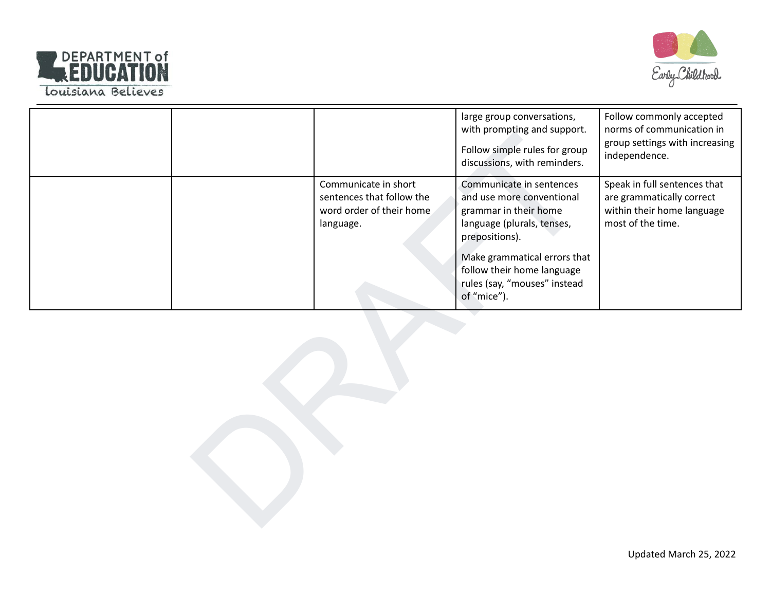| | | | | |
|---|---|---|---|---|
| | | | large group conversations, with prompting and support.<br><br>Follow simple rules for group discussions, with reminders. | Follow commonly accepted norms of communication in group settings with increasing independence. |
| | | Communicate in short sentences that follow the word order of their home language. | Communicate in sentences and use more conventional grammar in their home language (plurals, tenses, prepositions).<br><br>Make grammatical errors that follow their home language rules (say, “mouses” instead of “mice”). | Speak in full sentences that are grammatically correct within their home language most of the time. |

Updated March 25, 2022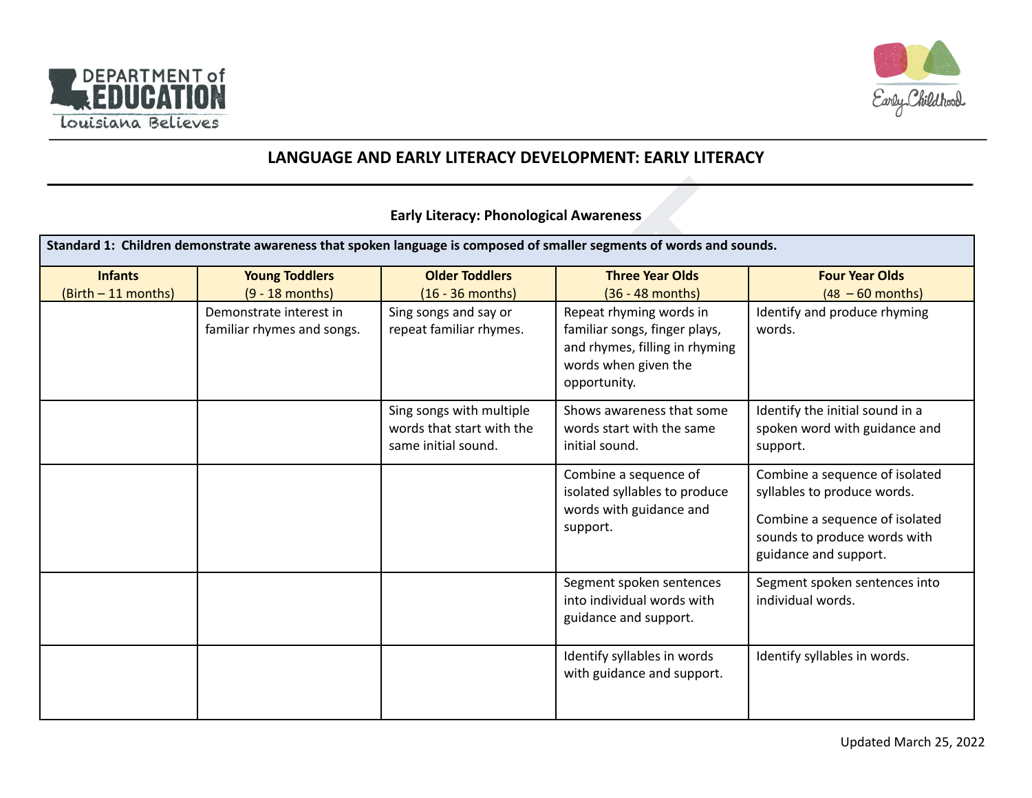# LANGUAGE AND EARLY LITERACY DEVELOPMENT: EARLY LITERACY

### Early Literacy: Phonological Awareness

| Standard 1: Children demonstrate awareness that spoken language is composed of smaller segments of words and sounds. | | | | |
|---|---|---|---|---|
| **Infants** (Birth – 11 months) | **Young Toddlers** (9 - 18 months) | **Older Toddlers** (16 - 36 months) | **Three Year Olds** (36 - 48 months) | **Four Year Olds** (48 – 60 months) |
| | Demonstrate interest in familiar rhymes and songs. | Sing songs and say or repeat familiar rhymes. | Repeat rhyming words in familiar songs, finger plays, and rhymes, filling in rhyming words when given the opportunity. | Identify and produce rhyming words. |
| | | Sing songs with multiple words that start with the same initial sound. | Shows awareness that some words start with the same initial sound. | Identify the initial sound in a spoken word with guidance and support. |
| | | | Combine a sequence of isolated syllables to produce words with guidance and support. | Combine a sequence of isolated syllables to produce words. Combine a sequence of isolated sounds to produce words with guidance and support. |
| | | | Segment spoken sentences into individual words with guidance and support. | Segment spoken sentences into individual words. |
| | | | Identify syllables in words with guidance and support. | Identify syllables in words. |

Updated March 25, 2022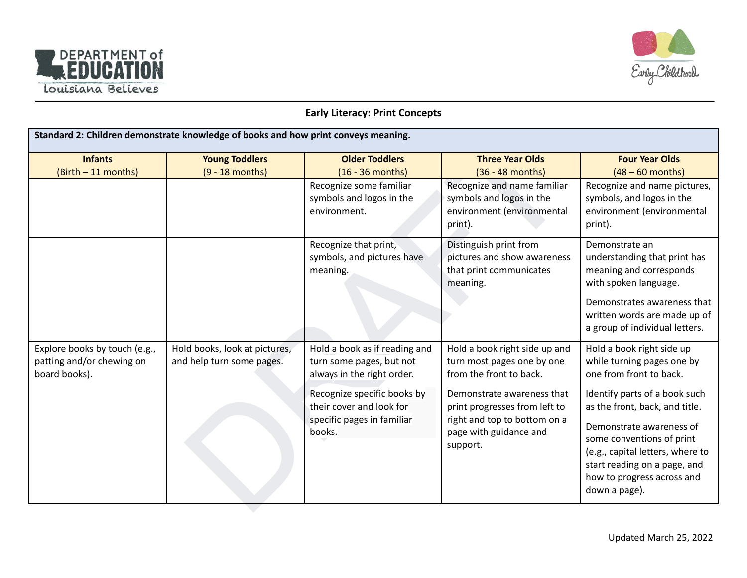## Early Literacy: Print Concepts

| Standard 2: Children demonstrate knowledge of books and how print conveys meaning. | | | | |
|---|---|---|---|---|
| **Infants** (Birth – 11 months) | **Young Toddlers** (9 - 18 months) | **Older Toddlers** (16 - 36 months) | **Three Year Olds** (36 - 48 months) | **Four Year Olds** (48 – 60 months) |
| | | Recognize some familiar symbols and logos in the environment. | Recognize and name familiar symbols and logos in the environment (environmental print). | Recognize and name pictures, symbols, and logos in the environment (environmental print). |
| | | Recognize that print, symbols, and pictures have meaning. | Distinguish print from pictures and show awareness that print communicates meaning. | Demonstrate an understanding that print has meaning and corresponds with spoken language.<br><br>Demonstrates awareness that written words are made up of a group of individual letters. |
| Explore books by touch (e.g., patting and/or chewing on board books). | Hold books, look at pictures, and help turn some pages. | Hold a book as if reading and turn some pages, but not always in the right order.<br><br>Recognize specific books by their cover and look for specific pages in familiar books. | Hold a book right side up and turn most pages one by one from the front to back.<br><br>Demonstrate awareness that print progresses from left to right and top to bottom on a page with guidance and support. | Hold a book right side up while turning pages one by one from front to back.<br><br>Identify parts of a book such as the front, back, and title.<br><br>Demonstrate awareness of some conventions of print (e.g., capital letters, where to start reading on a page, and how to progress across and down a page). |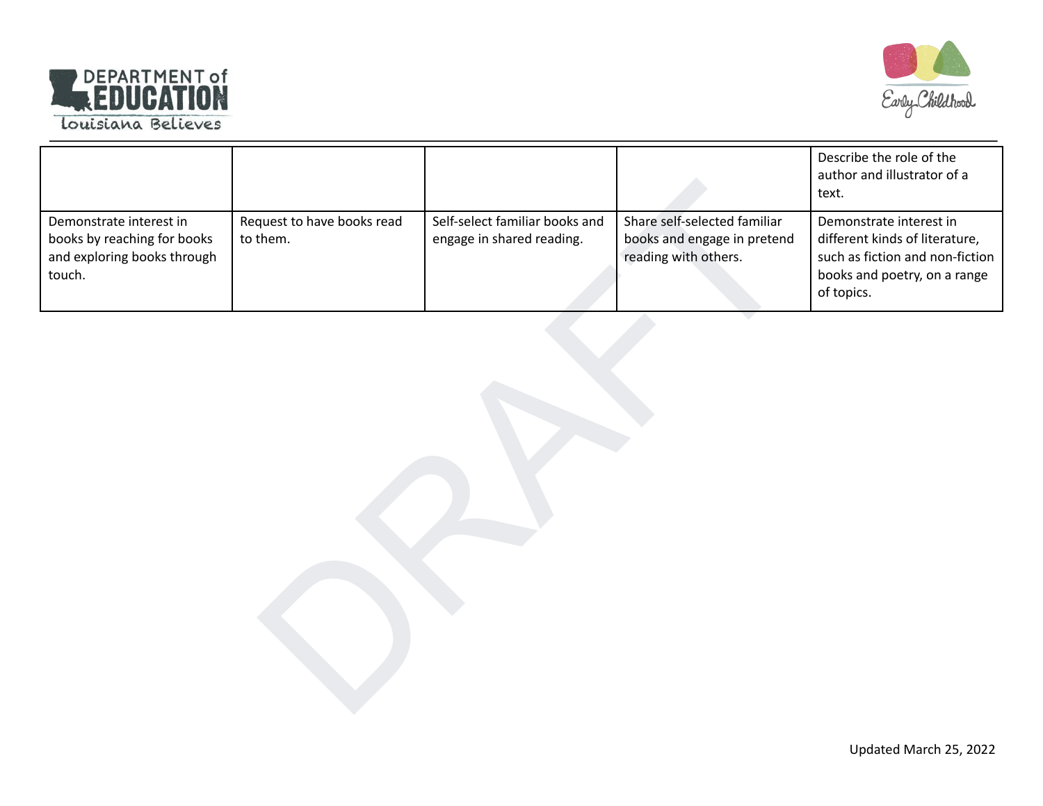| | | | | |
|---|---|---|---|---|
| | | | | Describe the role of the author and illustrator of a text. |
| Demonstrate interest in books by reaching for books and exploring books through touch. | Request to have books read to them. | Self-select familiar books and engage in shared reading. | Share self-selected familiar books and engage in pretend reading with others. | Demonstrate interest in different kinds of literature, such as fiction and non-fiction books and poetry, on a range of topics. |

Updated March 25, 2022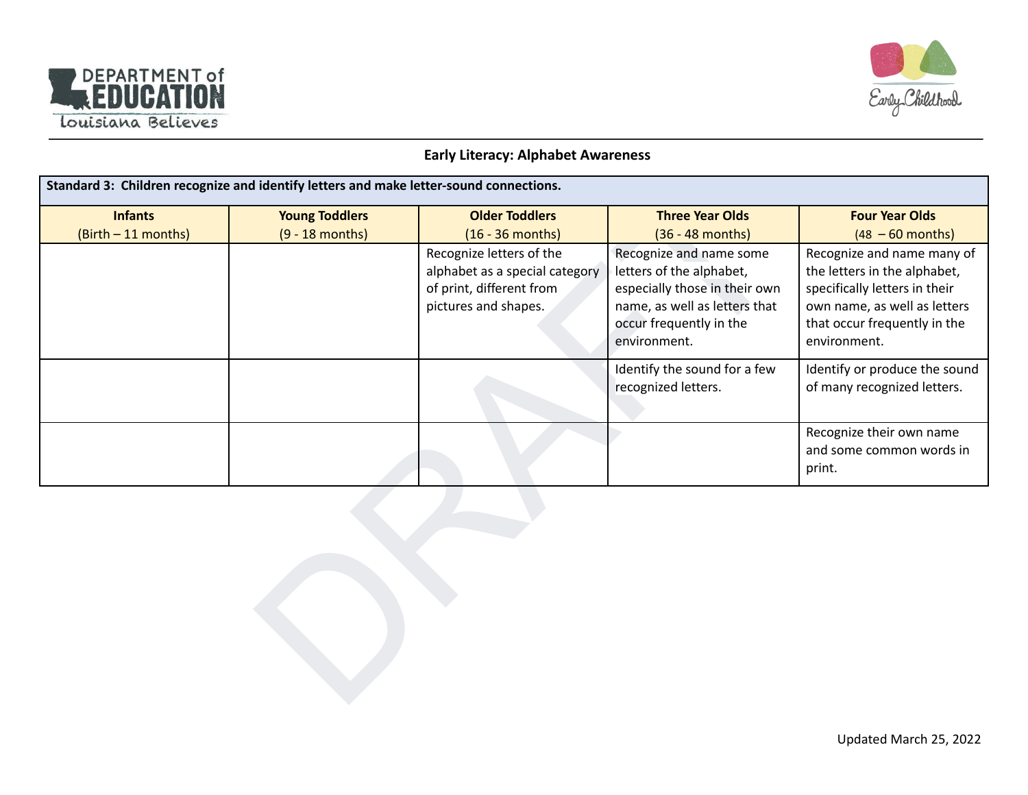## Early Literacy: Alphabet Awareness

| Standard 3: Children recognize and identify letters and make letter-sound connections. | | | | |
|---|---|---|---|---|
| **Infants** (Birth – 11 months) | **Young Toddlers** (9 - 18 months) | **Older Toddlers** (16 - 36 months) | **Three Year Olds** (36 - 48 months) | **Four Year Olds** (48 – 60 months) |
| | | Recognize letters of the alphabet as a special category of print, different from pictures and shapes. | Recognize and name some letters of the alphabet, especially those in their own name, as well as letters that occur frequently in the environment. | Recognize and name many of the letters in the alphabet, specifically letters in their own name, as well as letters that occur frequently in the environment. |
| | | | Identify the sound for a few recognized letters. | Identify or produce the sound of many recognized letters. |
| | | | | Recognize their own name and some common words in print. |

Updated March 25, 2022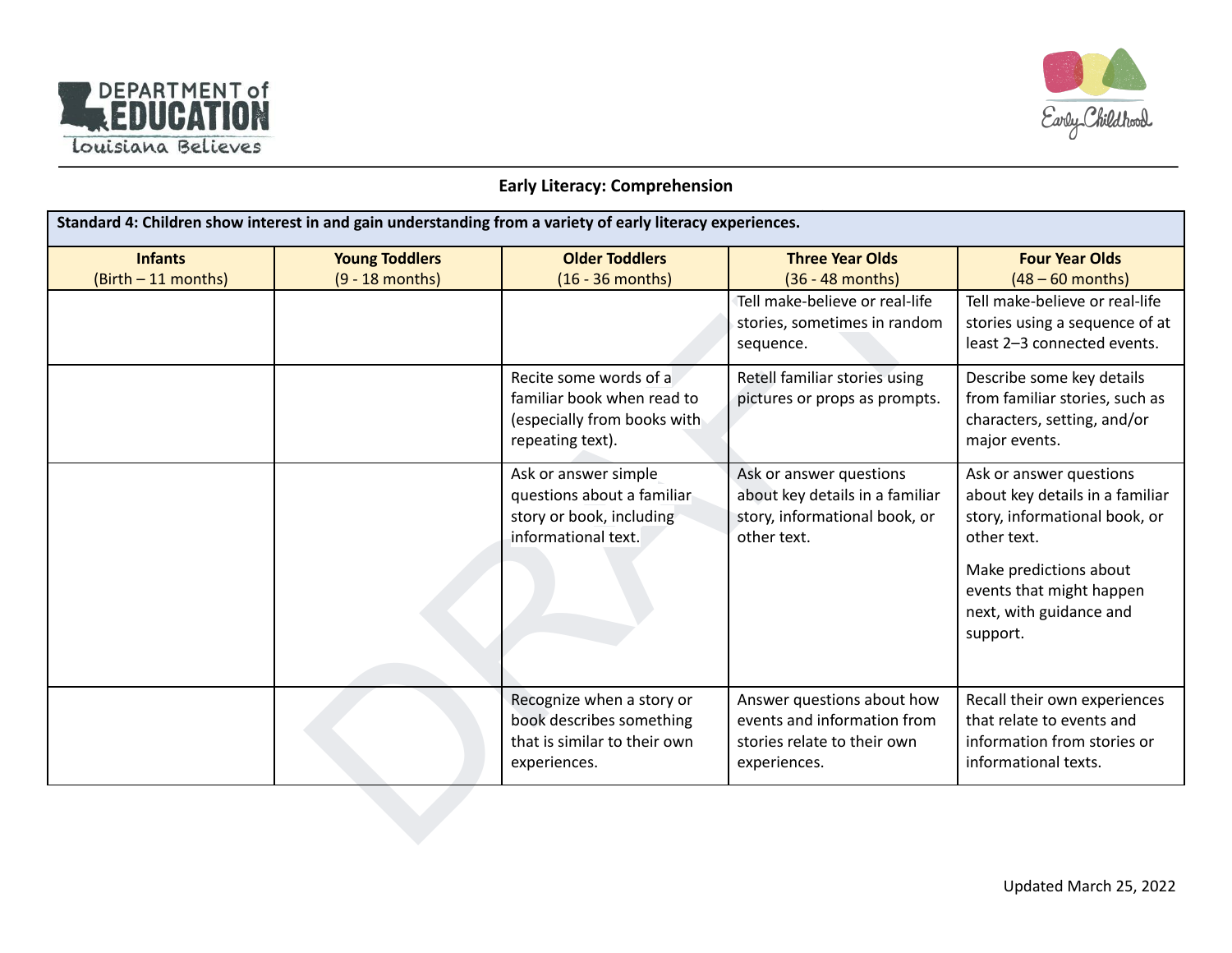## Early Literacy: Comprehension

| Standard 4: Children show interest in and gain understanding from a variety of early literacy experiences. | | | | |
|---|---|---|---|---|
| **Infants** (Birth – 11 months) | **Young Toddlers** (9 - 18 months) | **Older Toddlers** (16 - 36 months) | **Three Year Olds** (36 - 48 months) | **Four Year Olds** (48 – 60 months) |
| | | | Tell make-believe or real-life stories, sometimes in random sequence. | Tell make-believe or real-life stories using a sequence of at least 2–3 connected events. |
| | | Recite some words of a familiar book when read to (especially from books with repeating text). | Retell familiar stories using pictures or props as prompts. | Describe some key details from familiar stories, such as characters, setting, and/or major events. |
| | | Ask or answer simple questions about a familiar story or book, including informational text. | Ask or answer questions about key details in a familiar story, informational book, or other text. | Ask or answer questions about key details in a familiar story, informational book, or other text.<br><br>Make predictions about events that might happen next, with guidance and support. |
| | | Recognize when a story or book describes something that is similar to their own experiences. | Answer questions about how events and information from stories relate to their own experiences. | Recall their own experiences that relate to events and information from stories or informational texts. |

Updated March 25, 2022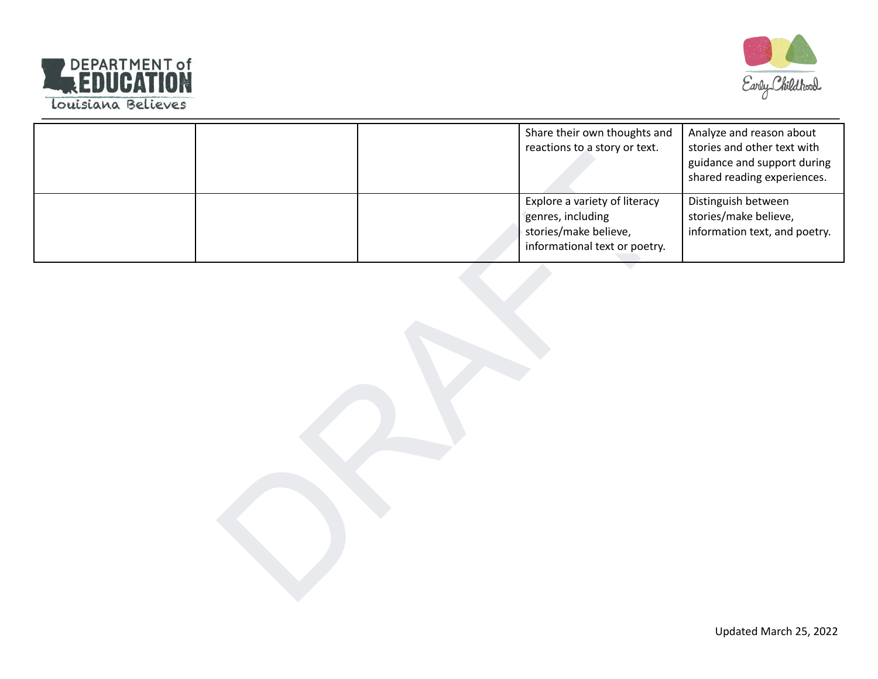| | | | | |
|---|---|---|---|---|
| | | | Share their own thoughts and reactions to a story or text. | Analyze and reason about stories and other text with guidance and support during shared reading experiences. |
| | | | Explore a variety of literacy genres, including stories/make believe, informational text or poetry. | Distinguish between stories/make believe, information text, and poetry. |

Updated March 25, 2022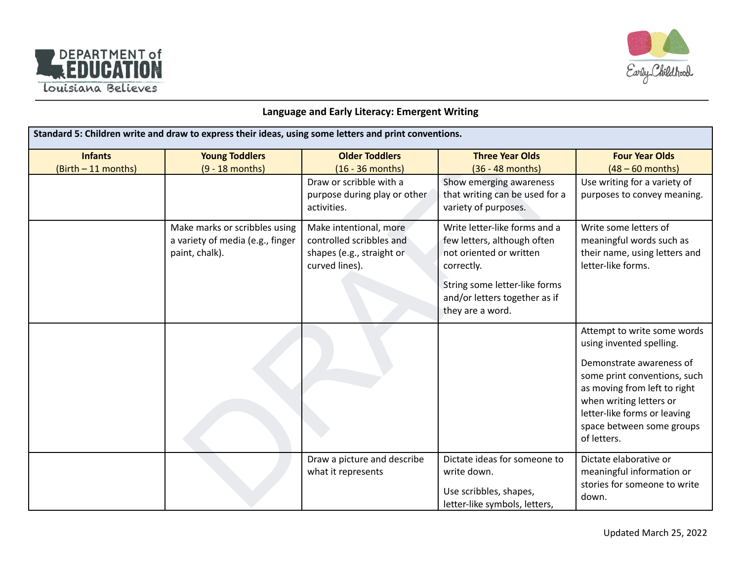## Language and Early Literacy: Emergent Writing

| Standard 5: Children write and draw to express their ideas, using some letters and print conventions. | | | | |
|---|---|---|---|---|
| **Infants** (Birth – 11 months) | **Young Toddlers** (9 - 18 months) | **Older Toddlers** (16 - 36 months) | **Three Year Olds** (36 - 48 months) | **Four Year Olds** (48 – 60 months) |
| | | Draw or scribble with a purpose during play or other activities. | Show emerging awareness that writing can be used for a variety of purposes. | Use writing for a variety of purposes to convey meaning. |
| | Make marks or scribbles using a variety of media (e.g., finger paint, chalk). | Make intentional, more controlled scribbles and shapes (e.g., straight or curved lines). | Write letter-like forms and a few letters, although often not oriented or written correctly.<br><br>String some letter-like forms and/or letters together as if they are a word. | Write some letters of meaningful words such as their name, using letters and letter-like forms. |
| | | | | Attempt to write some words using invented spelling.<br><br>Demonstrate awareness of some print conventions, such as moving from left to right when writing letters or letter-like forms or leaving space between some groups of letters. |
| | | Draw a picture and describe what it represents | Dictate ideas for someone to write down.<br><br>Use scribbles, shapes, letter-like symbols, letters, | Dictate elaborative or meaningful information or stories for someone to write down. |

Updated March 25, 2022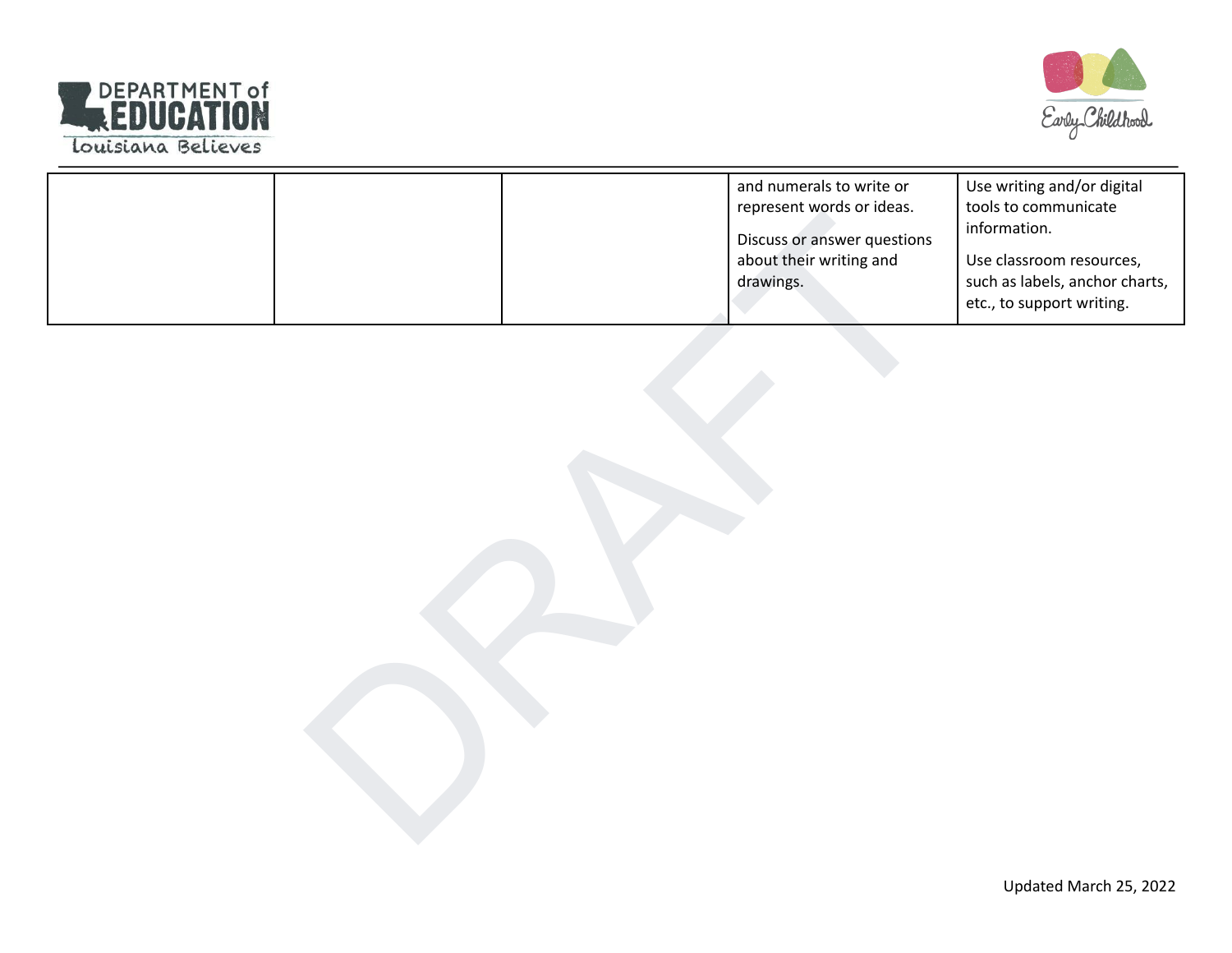| | | | | |
|---|---|---|---|---|
| | | | and numerals to write or represent words or ideas.<br><br>Discuss or answer questions about their writing and drawings. | Use writing and/or digital tools to communicate information.<br><br>Use classroom resources, such as labels, anchor charts, etc., to support writing. |

Updated March 25, 2022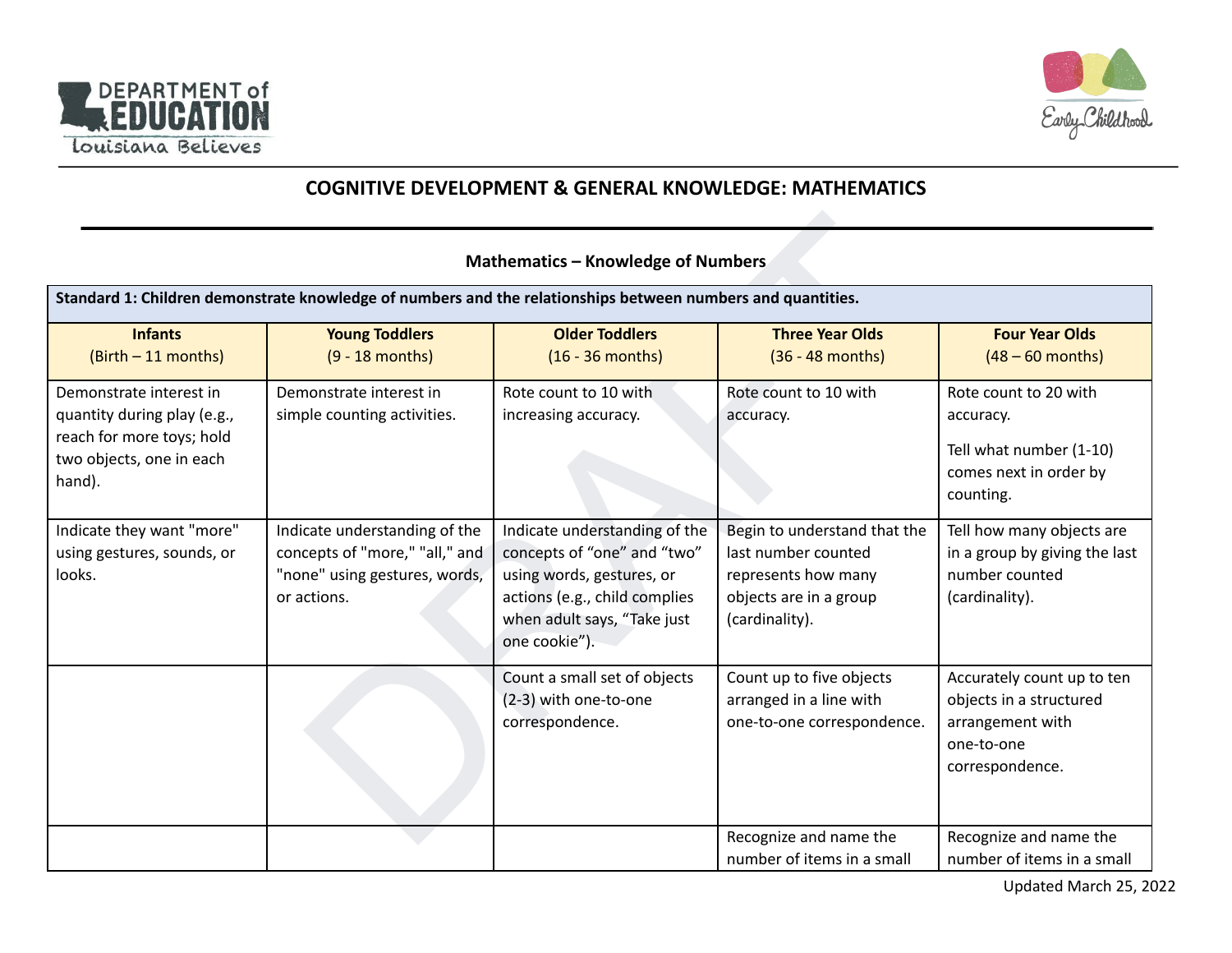## COGNITIVE DEVELOPMENT & GENERAL KNOWLEDGE: MATHEMATICS

### Mathematics – Knowledge of Numbers

| Standard 1: Children demonstrate knowledge of numbers and the relationships between numbers and quantities. | | | | |
|---|---|---|---|---|
| **Infants** (Birth – 11 months) | **Young Toddlers** (9 - 18 months) | **Older Toddlers** (16 - 36 months) | **Three Year Olds** (36 - 48 months) | **Four Year Olds** (48 – 60 months) |
| Demonstrate interest in quantity during play (e.g., reach for more toys; hold two objects, one in each hand). | Demonstrate interest in simple counting activities. | Rote count to 10 with increasing accuracy. | Rote count to 10 with accuracy. | Rote count to 20 with accuracy.<br><br>Tell what number (1-10) comes next in order by counting. |
| Indicate they want "more" using gestures, sounds, or looks. | Indicate understanding of the concepts of "more," "all," and "none" using gestures, words, or actions. | Indicate understanding of the concepts of “one” and “two” using words, gestures, or actions (e.g., child complies when adult says, “Take just one cookie”). | Begin to understand that the last number counted represents how many objects are in a group (cardinality). | Tell how many objects are in a group by giving the last number counted (cardinality). |
| | | Count a small set of objects (2-3) with one-to-one correspondence. | Count up to five objects arranged in a line with one-to-one correspondence. | Accurately count up to ten objects in a structured arrangement with one-to-one correspondence. |
| | | | Recognize and name the number of items in a small | Recognize and name the number of items in a small |

Updated March 25, 2022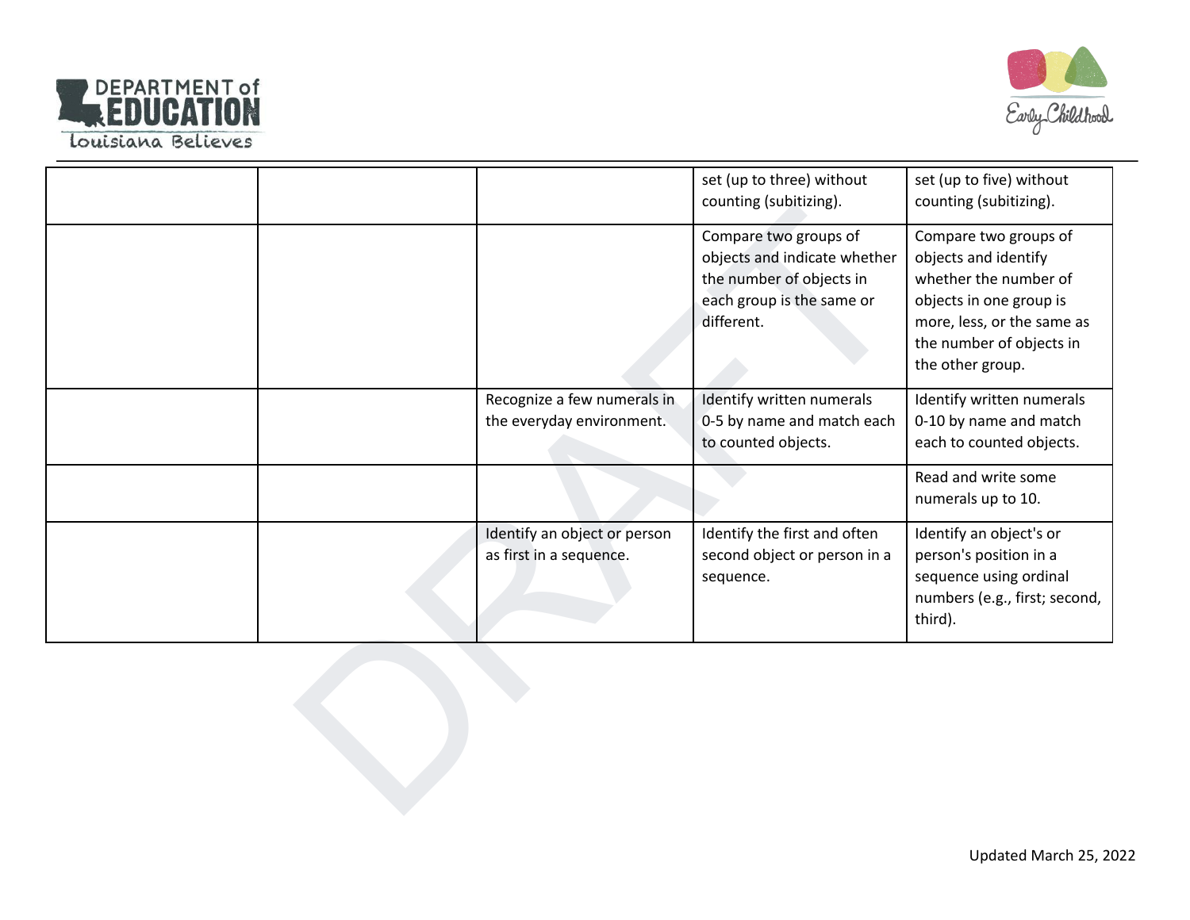| | | | | |
|---|---|---|---|---|
| | | | set (up to three) without counting (subitizing). | set (up to five) without counting (subitizing). |
| | | | Compare two groups of objects and indicate whether the number of objects in each group is the same or different. | Compare two groups of objects and identify whether the number of objects in one group is more, less, or the same as the number of objects in the other group. |
| | | Recognize a few numerals in the everyday environment. | Identify written numerals 0-5 by name and match each to counted objects. | Identify written numerals 0-10 by name and match each to counted objects. |
| | | | | Read and write some numerals up to 10. |
| | | Identify an object or person as first in a sequence. | Identify the first and often second object or person in a sequence. | Identify an object's or person's position in a sequence using ordinal numbers (e.g., first; second, third). |

Updated March 25, 2022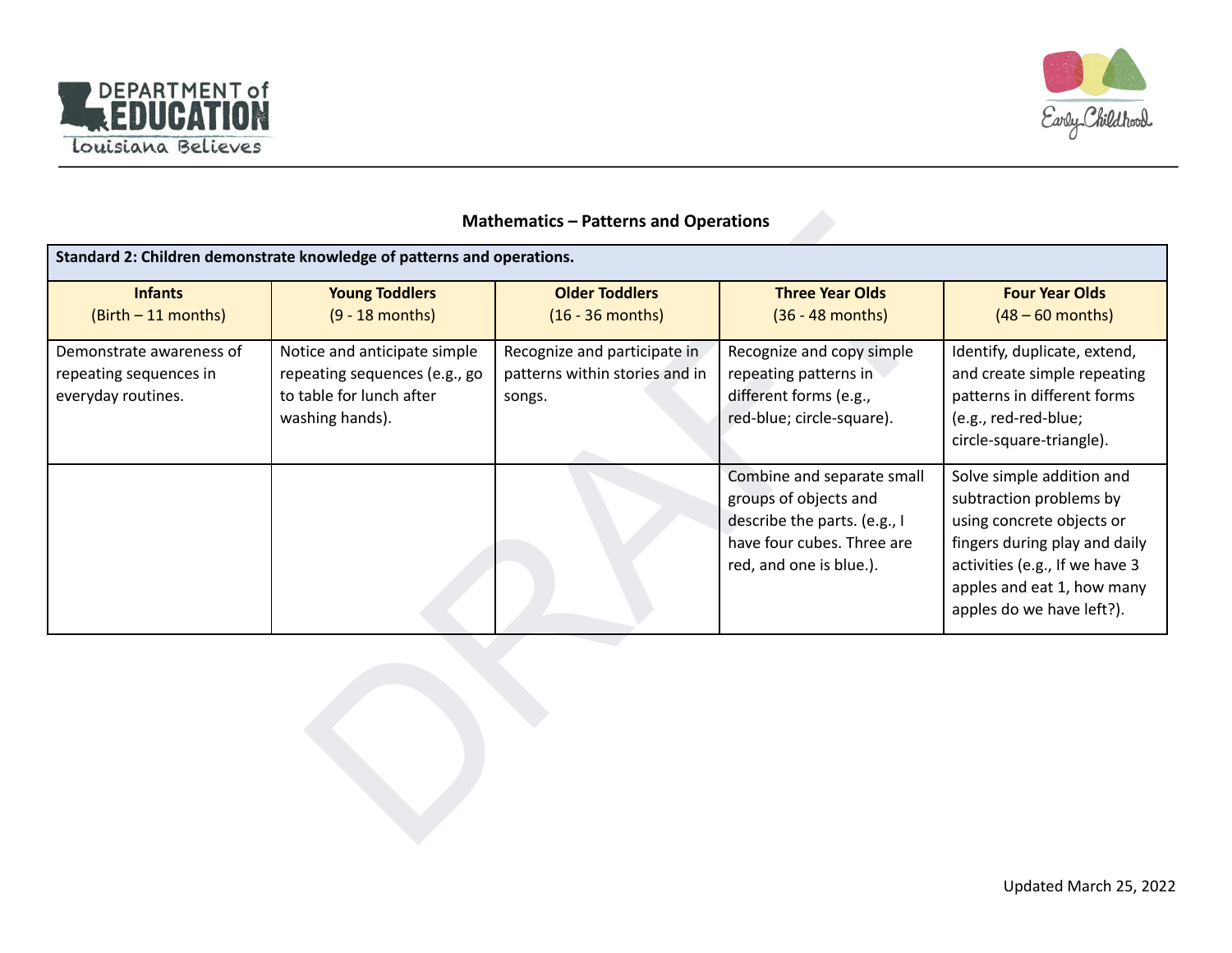## Mathematics – Patterns and Operations

| Standard 2: Children demonstrate knowledge of patterns and operations. | | | | |
|---|---|---|---|---|
| **Infants** (Birth – 11 months) | **Young Toddlers** (9 - 18 months) | **Older Toddlers** (16 - 36 months) | **Three Year Olds** (36 - 48 months) | **Four Year Olds** (48 – 60 months) |
| Demonstrate awareness of repeating sequences in everyday routines. | Notice and anticipate simple repeating sequences (e.g., go to table for lunch after washing hands). | Recognize and participate in patterns within stories and in songs. | Recognize and copy simple repeating patterns in different forms (e.g., red-blue; circle-square). | Identify, duplicate, extend, and create simple repeating patterns in different forms (e.g., red-red-blue; circle-square-triangle). |
| | | | Combine and separate small groups of objects and describe the parts. (e.g., I have four cubes. Three are red, and one is blue.). | Solve simple addition and subtraction problems by using concrete objects or fingers during play and daily activities (e.g., If we have 3 apples and eat 1, how many apples do we have left?). |

Updated March 25, 2022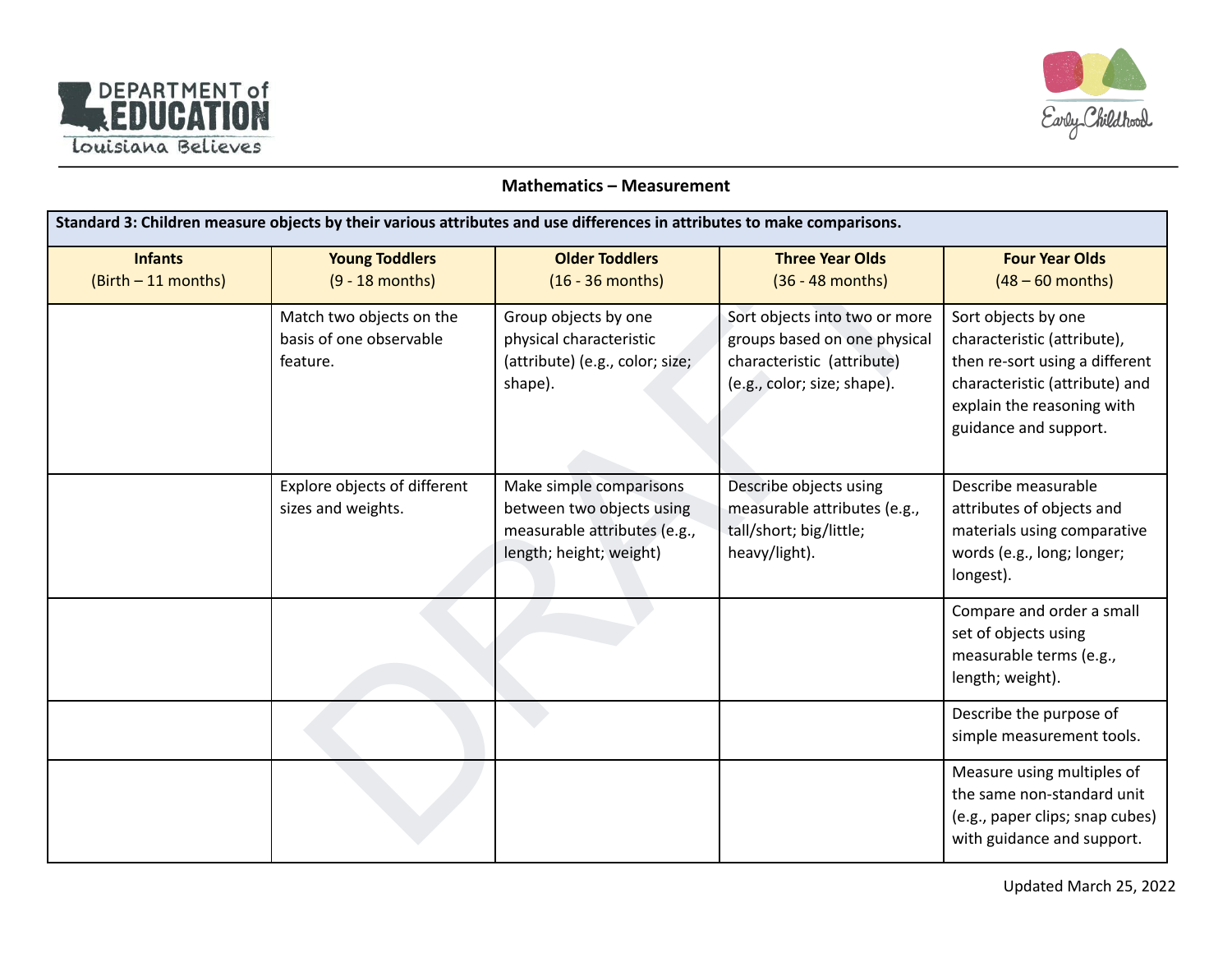## Mathematics – Measurement

| Standard 3: Children measure objects by their various attributes and use differences in attributes to make comparisons. | | | | |
|---|---|---|---|---|
| **Infants** (Birth – 11 months) | **Young Toddlers** (9 - 18 months) | **Older Toddlers** (16 - 36 months) | **Three Year Olds** (36 - 48 months) | **Four Year Olds** (48 – 60 months) |
| | Match two objects on the basis of one observable feature. | Group objects by one physical characteristic (attribute) (e.g., color; size; shape). | Sort objects into two or more groups based on one physical characteristic (attribute) (e.g., color; size; shape). | Sort objects by one characteristic (attribute), then re-sort using a different characteristic (attribute) and explain the reasoning with guidance and support. |
| | Explore objects of different sizes and weights. | Make simple comparisons between two objects using measurable attributes (e.g., length; height; weight) | Describe objects using measurable attributes (e.g., tall/short; big/little; heavy/light). | Describe measurable attributes of objects and materials using comparative words (e.g., long; longer; longest). |
| | | | | Compare and order a small set of objects using measurable terms (e.g., length; weight). |
| | | | | Describe the purpose of simple measurement tools. |
| | | | | Measure using multiples of the same non-standard unit (e.g., paper clips; snap cubes) with guidance and support. |

Updated March 25, 2022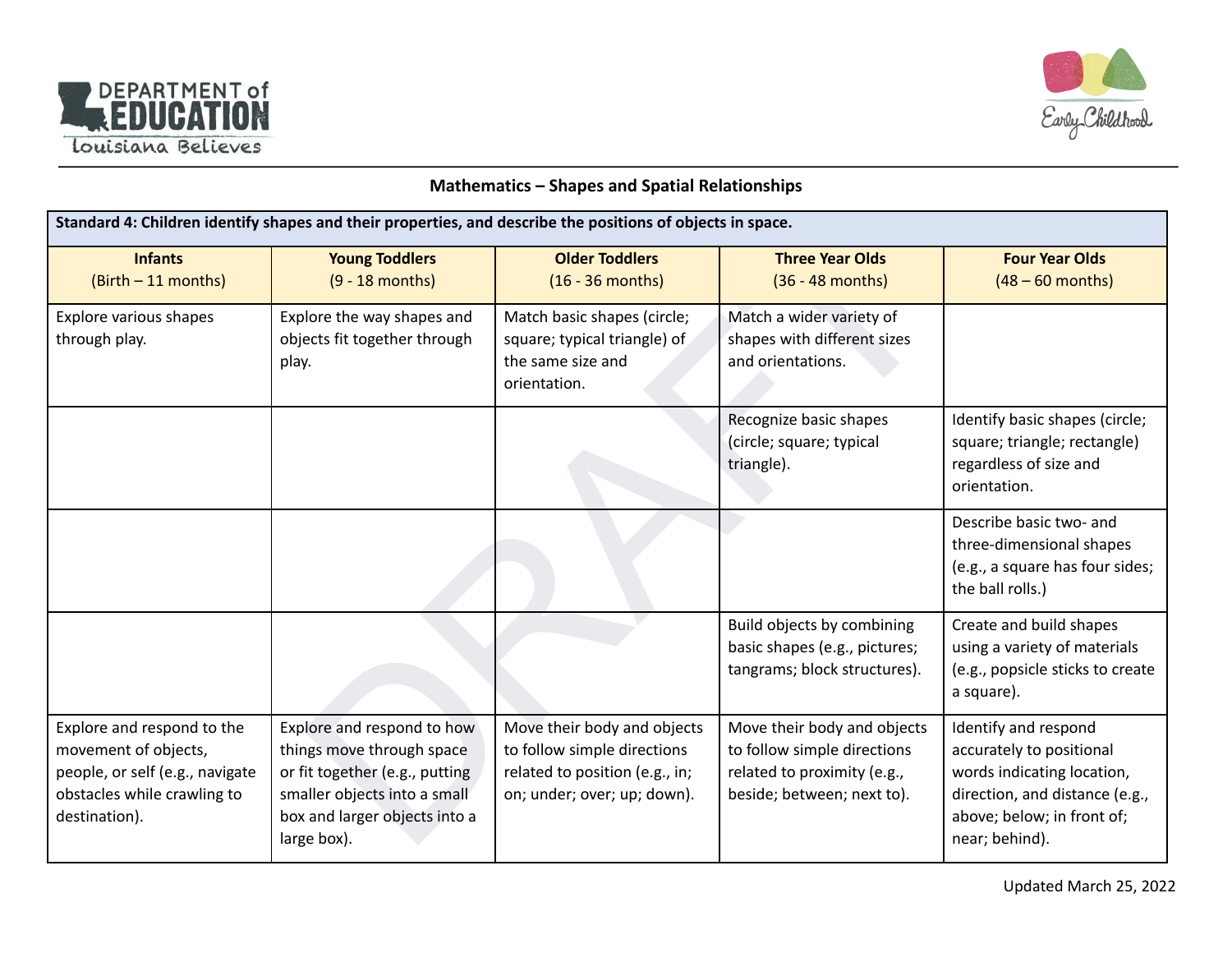## Mathematics – Shapes and Spatial Relationships

| Standard 4: Children identify shapes and their properties, and describe the positions of objects in space. | | | | |
|---|---|---|---|---|
| **Infants** (Birth – 11 months) | **Young Toddlers** (9 - 18 months) | **Older Toddlers** (16 - 36 months) | **Three Year Olds** (36 - 48 months) | **Four Year Olds** (48 – 60 months) |
| Explore various shapes through play. | Explore the way shapes and objects fit together through play. | Match basic shapes (circle; square; typical triangle) of the same size and orientation. | Match a wider variety of shapes with different sizes and orientations. | |
| | | | Recognize basic shapes (circle; square; typical triangle). | Identify basic shapes (circle; square; triangle; rectangle) regardless of size and orientation. |
| | | | | Describe basic two- and three-dimensional shapes (e.g., a square has four sides; the ball rolls.) |
| | | | Build objects by combining basic shapes (e.g., pictures; tangrams; block structures). | Create and build shapes using a variety of materials (e.g., popsicle sticks to create a square). |
| Explore and respond to the movement of objects, people, or self (e.g., navigate obstacles while crawling to destination). | Explore and respond to how things move through space or fit together (e.g., putting smaller objects into a small box and larger objects into a large box). | Move their body and objects to follow simple directions related to position (e.g., in; on; under; over; up; down). | Move their body and objects to follow simple directions related to proximity (e.g., beside; between; next to). | Identify and respond accurately to positional words indicating location, direction, and distance (e.g., above; below; in front of; near; behind). |

Updated March 25, 2022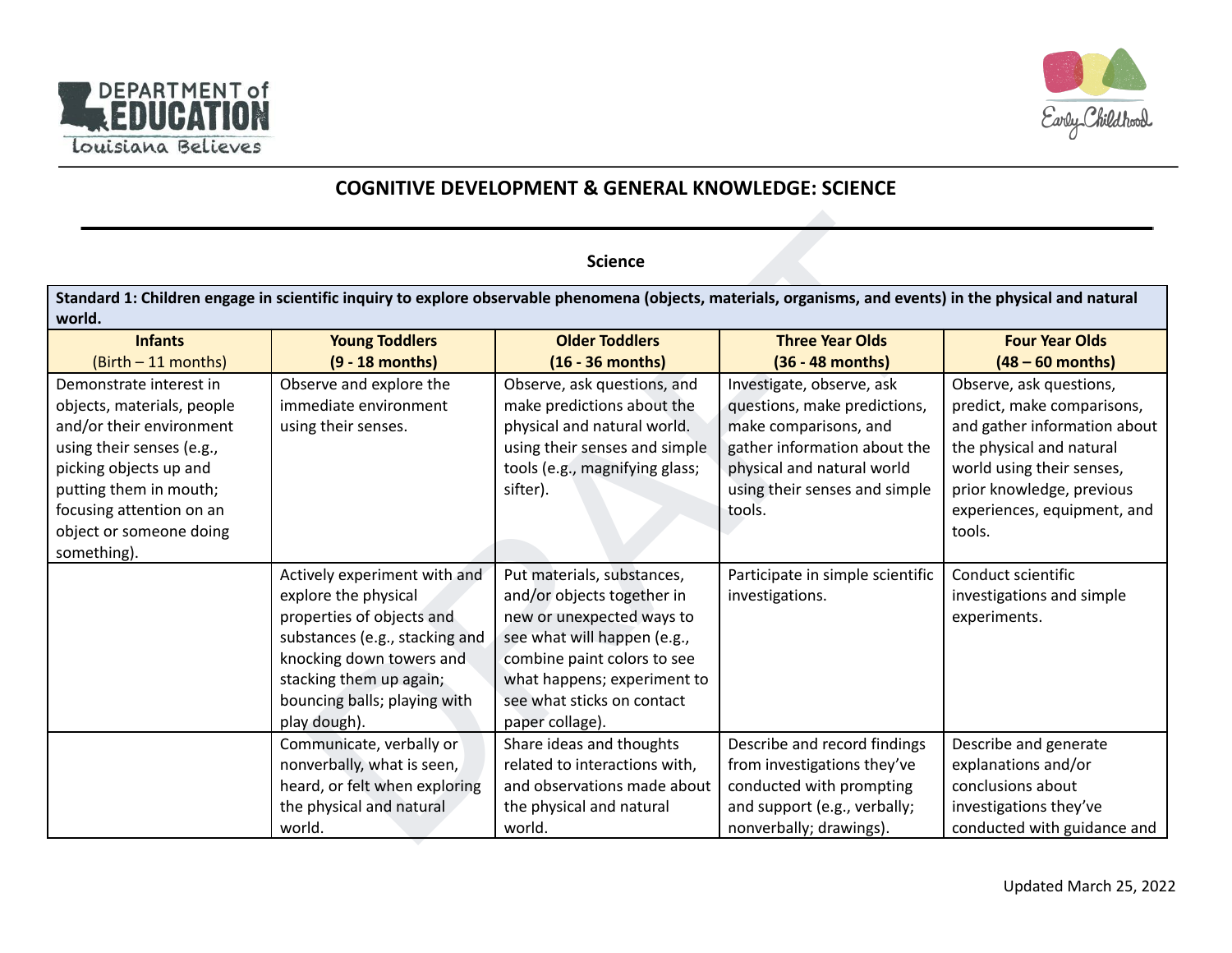## COGNITIVE DEVELOPMENT & GENERAL KNOWLEDGE: SCIENCE

### Science

| **Standard 1: Children engage in scientific inquiry to explore observable phenomena (objects, materials, organisms, and events) in the physical and natural world.** | | | | |
|---|---|---|---|---|
| **Infants** (Birth – 11 months) | **Young Toddlers (9 - 18 months)** | **Older Toddlers (16 - 36 months)** | **Three Year Olds (36 - 48 months)** | **Four Year Olds (48 – 60 months)** |
| Demonstrate interest in objects, materials, people and/or their environment using their senses (e.g., picking objects up and putting them in mouth; focusing attention on an object or someone doing something). | Observe and explore the immediate environment using their senses. | Observe, ask questions, and make predictions about the physical and natural world. using their senses and simple tools (e.g., magnifying glass; sifter). | Investigate, observe, ask questions, make predictions, make comparisons, and gather information about the physical and natural world using their senses and simple tools. | Observe, ask questions, predict, make comparisons, and gather information about the physical and natural world using their senses, prior knowledge, previous experiences, equipment, and tools. |
| | Actively experiment with and explore the physical properties of objects and substances (e.g., stacking and knocking down towers and stacking them up again; bouncing balls; playing with play dough). | Put materials, substances, and/or objects together in new or unexpected ways to see what will happen (e.g., combine paint colors to see what happens; experiment to see what sticks on contact paper collage). | Participate in simple scientific investigations. | Conduct scientific investigations and simple experiments. |
| | Communicate, verbally or nonverbally, what is seen, heard, or felt when exploring the physical and natural world. | Share ideas and thoughts related to interactions with, and observations made about the physical and natural world. | Describe and record findings from investigations they've conducted with prompting and support (e.g., verbally; nonverbally; drawings). | Describe and generate explanations and/or conclusions about investigations they've conducted with guidance and |

Updated March 25, 2022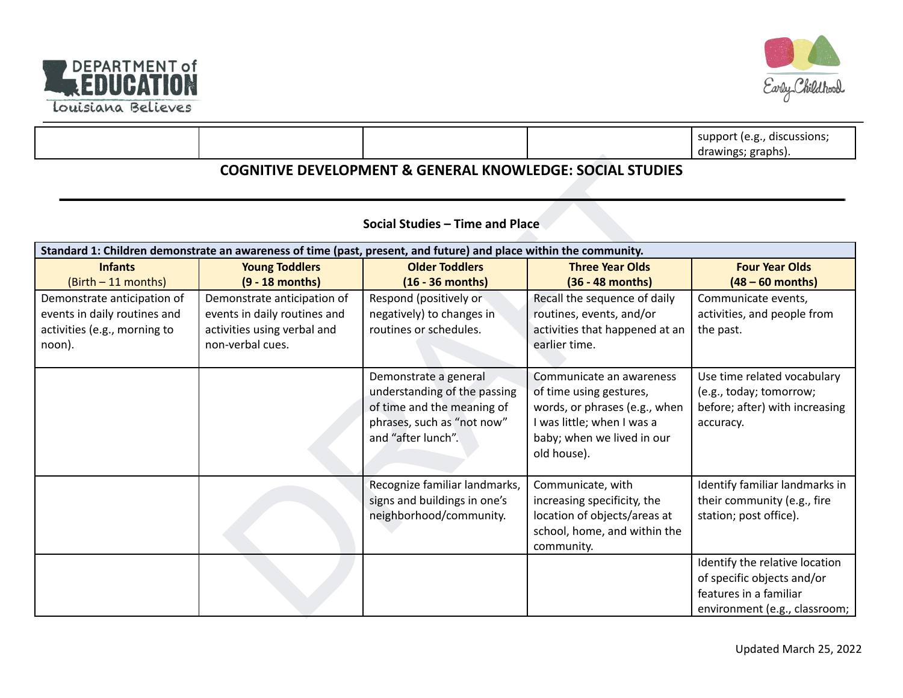| | | | | support (e.g., discussions; drawings; graphs). |
|---|---|---|---|---|

## COGNITIVE DEVELOPMENT & GENERAL KNOWLEDGE: SOCIAL STUDIES

### Social Studies – Time and Place

| Standard 1: Children demonstrate an awareness of time (past, present, and future) and place within the community. | | | | |
|---|---|---|---|---|
| **Infants** (Birth – 11 months) | **Young Toddlers (9 - 18 months)** | **Older Toddlers (16 - 36 months)** | **Three Year Olds (36 - 48 months)** | **Four Year Olds (48 – 60 months)** |
| Demonstrate anticipation of events in daily routines and activities (e.g., morning to noon). | Demonstrate anticipation of events in daily routines and activities using verbal and non-verbal cues. | Respond (positively or negatively) to changes in routines or schedules. | Recall the sequence of daily routines, events, and/or activities that happened at an earlier time. | Communicate events, activities, and people from the past. |
| | | Demonstrate a general understanding of the passing of time and the meaning of phrases, such as "not now" and "after lunch". | Communicate an awareness of time using gestures, words, or phrases (e.g., when I was little; when I was a baby; when we lived in our old house). | Use time related vocabulary (e.g., today; tomorrow; before; after) with increasing accuracy. |
| | | Recognize familiar landmarks, signs and buildings in one's neighborhood/community. | Communicate, with increasing specificity, the location of objects/areas at school, home, and within the community. | Identify familiar landmarks in their community (e.g., fire station; post office). |
| | | | | Identify the relative location of specific objects and/or features in a familiar environment (e.g., classroom; |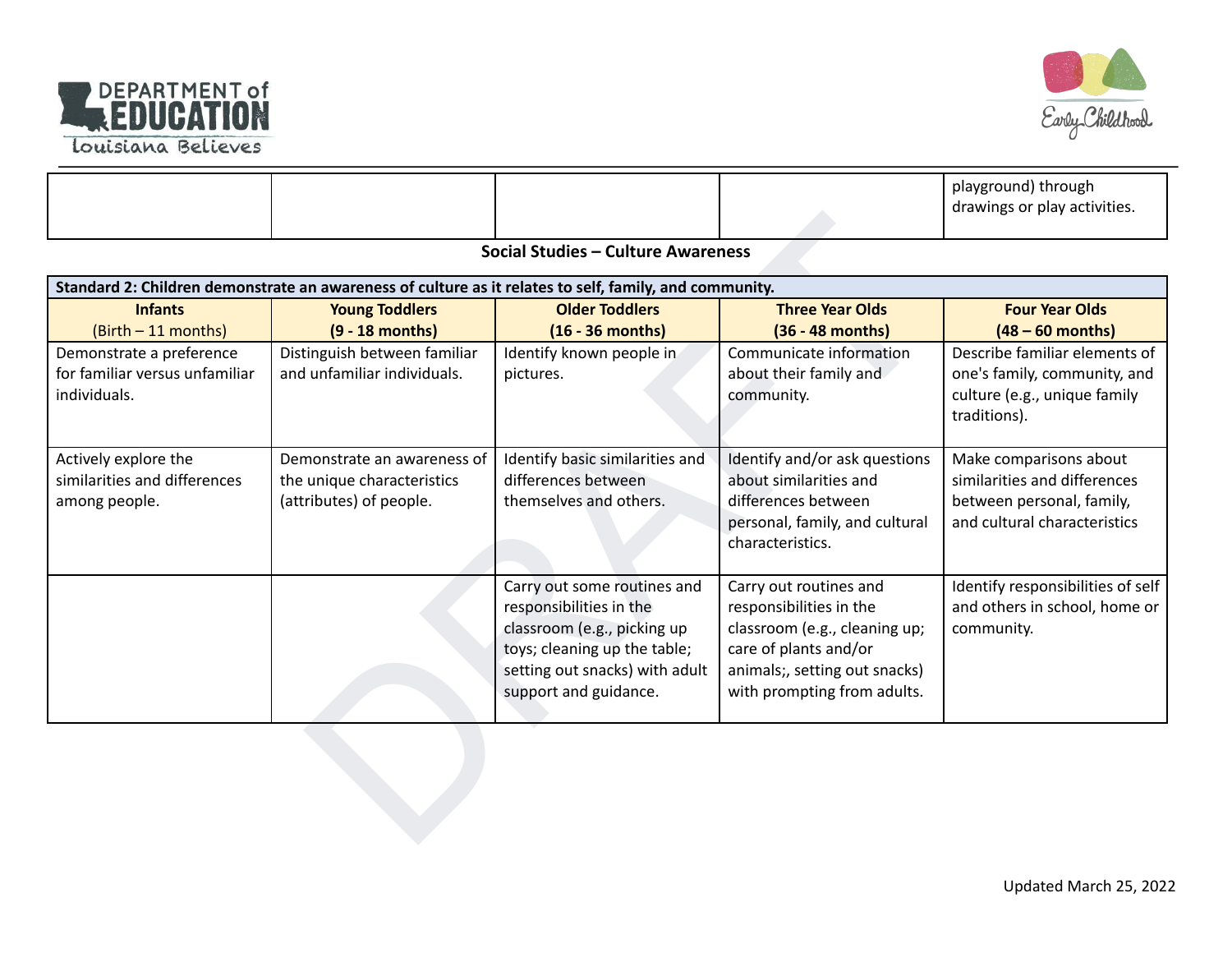| | | | | |
|---|---|---|---|---|
| | | | | playground) through drawings or play activities. |

**Social Studies – Culture Awareness**

| Standard 2: Children demonstrate an awareness of culture as it relates to self, family, and community. | | | | |
|---|---|---|---|---|
| **Infants** (Birth – 11 months) | **Young Toddlers (9 - 18 months)** | **Older Toddlers (16 - 36 months)** | **Three Year Olds (36 - 48 months)** | **Four Year Olds (48 – 60 months)** |
| Demonstrate a preference for familiar versus unfamiliar individuals. | Distinguish between familiar and unfamiliar individuals. | Identify known people in pictures. | Communicate information about their family and community. | Describe familiar elements of one's family, community, and culture (e.g., unique family traditions). |
| Actively explore the similarities and differences among people. | Demonstrate an awareness of the unique characteristics (attributes) of people. | Identify basic similarities and differences between themselves and others. | Identify and/or ask questions about similarities and differences between personal, family, and cultural characteristics. | Make comparisons about similarities and differences between personal, family, and cultural characteristics |
| | | Carry out some routines and responsibilities in the classroom (e.g., picking up toys; cleaning up the table; setting out snacks) with adult support and guidance. | Carry out routines and responsibilities in the classroom (e.g., cleaning up; care of plants and/or animals;, setting out snacks) with prompting from adults. | Identify responsibilities of self and others in school, home or community. |

Updated March 25, 2022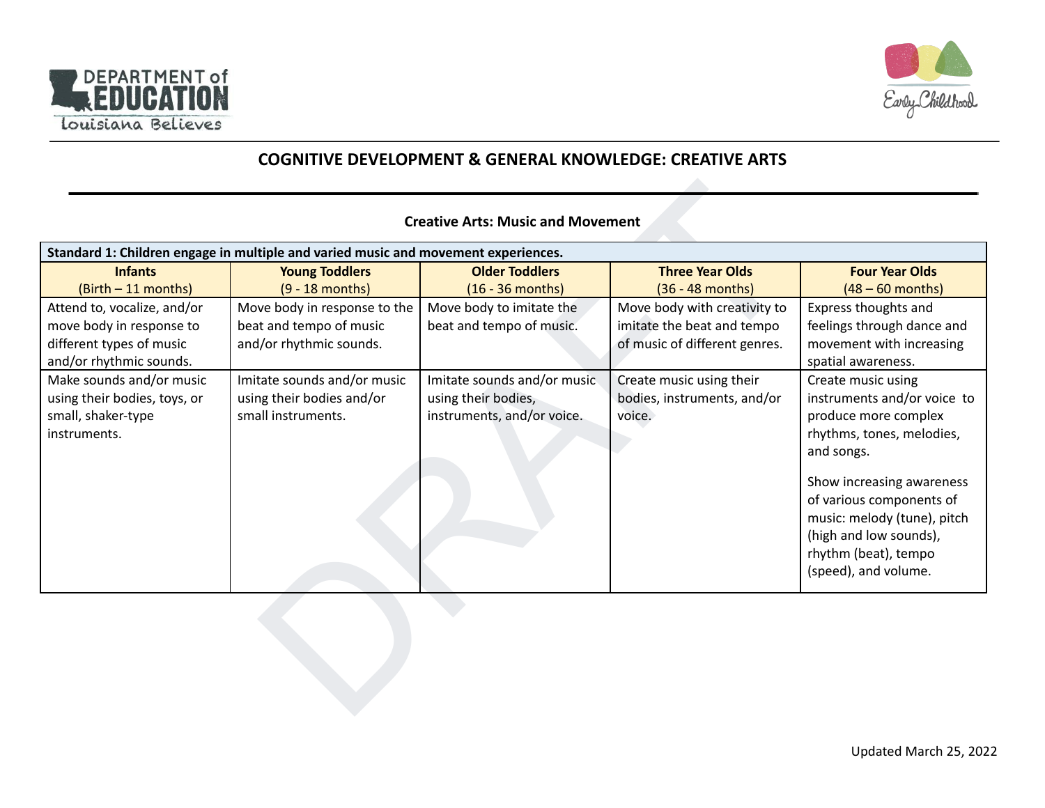## COGNITIVE DEVELOPMENT & GENERAL KNOWLEDGE: CREATIVE ARTS

### Creative Arts: Music and Movement

| Standard 1: Children engage in multiple and varied music and movement experiences. | | | | |
|---|---|---|---|---|
| **Infants** (Birth – 11 months) | **Young Toddlers** (9 - 18 months) | **Older Toddlers** (16 - 36 months) | **Three Year Olds** (36 - 48 months) | **Four Year Olds** (48 – 60 months) |
| Attend to, vocalize, and/or move body in response to different types of music and/or rhythmic sounds. | Move body in response to the beat and tempo of music and/or rhythmic sounds. | Move body to imitate the beat and tempo of music. | Move body with creativity to imitate the beat and tempo of music of different genres. | Express thoughts and feelings through dance and movement with increasing spatial awareness. |
| Make sounds and/or music using their bodies, toys, or small, shaker-type instruments. | Imitate sounds and/or music using their bodies and/or small instruments. | Imitate sounds and/or music using their bodies, instruments, and/or voice. | Create music using their bodies, instruments, and/or voice. | Create music using instruments and/or voice to produce more complex rhythms, tones, melodies, and songs.<br><br>Show increasing awareness of various components of music: melody (tune), pitch (high and low sounds), rhythm (beat), tempo (speed), and volume. |

Updated March 25, 2022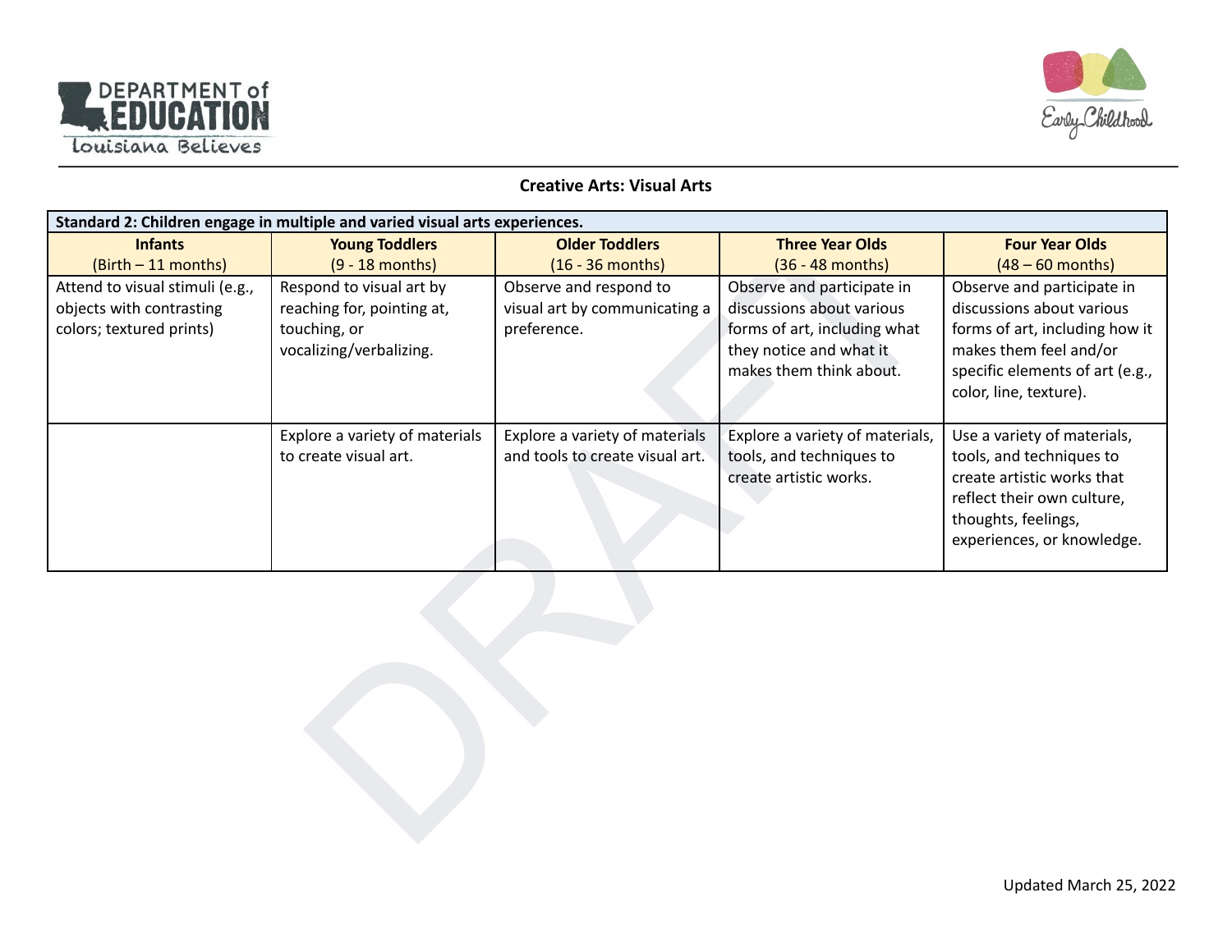## Creative Arts: Visual Arts

| Standard 2: Children engage in multiple and varied visual arts experiences. | | | | |
|---|---|---|---|---|
| **Infants** (Birth – 11 months) | **Young Toddlers** (9 - 18 months) | **Older Toddlers** (16 - 36 months) | **Three Year Olds** (36 - 48 months) | **Four Year Olds** (48 – 60 months) |
| Attend to visual stimuli (e.g., objects with contrasting colors; textured prints) | Respond to visual art by reaching for, pointing at, touching, or vocalizing/verbalizing. | Observe and respond to visual art by communicating a preference. | Observe and participate in discussions about various forms of art, including what they notice and what it makes them think about. | Observe and participate in discussions about various forms of art, including how it makes them feel and/or specific elements of art (e.g., color, line, texture). |
| | Explore a variety of materials to create visual art. | Explore a variety of materials and tools to create visual art. | Explore a variety of materials, tools, and techniques to create artistic works. | Use a variety of materials, tools, and techniques to create artistic works that reflect their own culture, thoughts, feelings, experiences, or knowledge. |

Updated March 25, 2022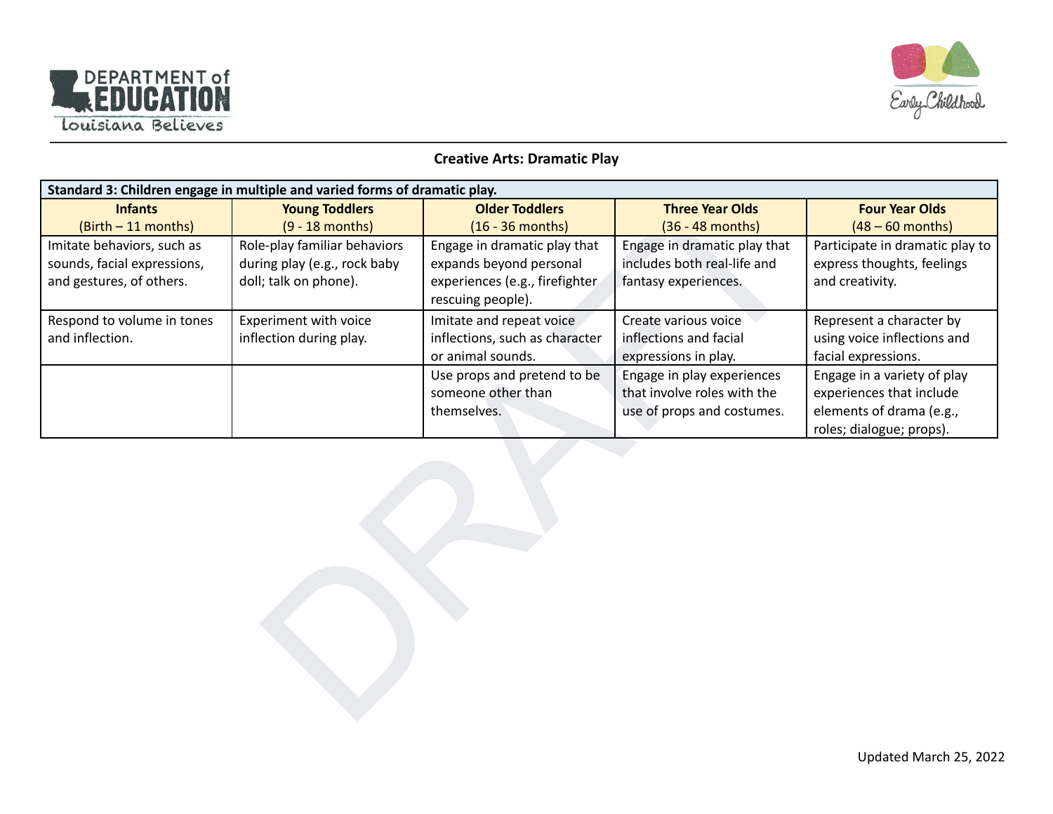## Creative Arts: Dramatic Play

| Standard 3: Children engage in multiple and varied forms of dramatic play. | | | | |
|---|---|---|---|---|
| **Infants** (Birth – 11 months) | **Young Toddlers** (9 - 18 months) | **Older Toddlers** (16 - 36 months) | **Three Year Olds** (36 - 48 months) | **Four Year Olds** (48 – 60 months) |
| Imitate behaviors, such as sounds, facial expressions, and gestures, of others. | Role-play familiar behaviors during play (e.g., rock baby doll; talk on phone). | Engage in dramatic play that expands beyond personal experiences (e.g., firefighter rescuing people). | Engage in dramatic play that includes both real-life and fantasy experiences. | Participate in dramatic play to express thoughts, feelings and creativity. |
| Respond to volume in tones and inflection. | Experiment with voice inflection during play. | Imitate and repeat voice inflections, such as character or animal sounds. | Create various voice inflections and facial expressions in play. | Represent a character by using voice inflections and facial expressions. |
| | | Use props and pretend to be someone other than themselves. | Engage in play experiences that involve roles with the use of props and costumes. | Engage in a variety of play experiences that include elements of drama (e.g., roles; dialogue; props). |

Updated March 25, 2022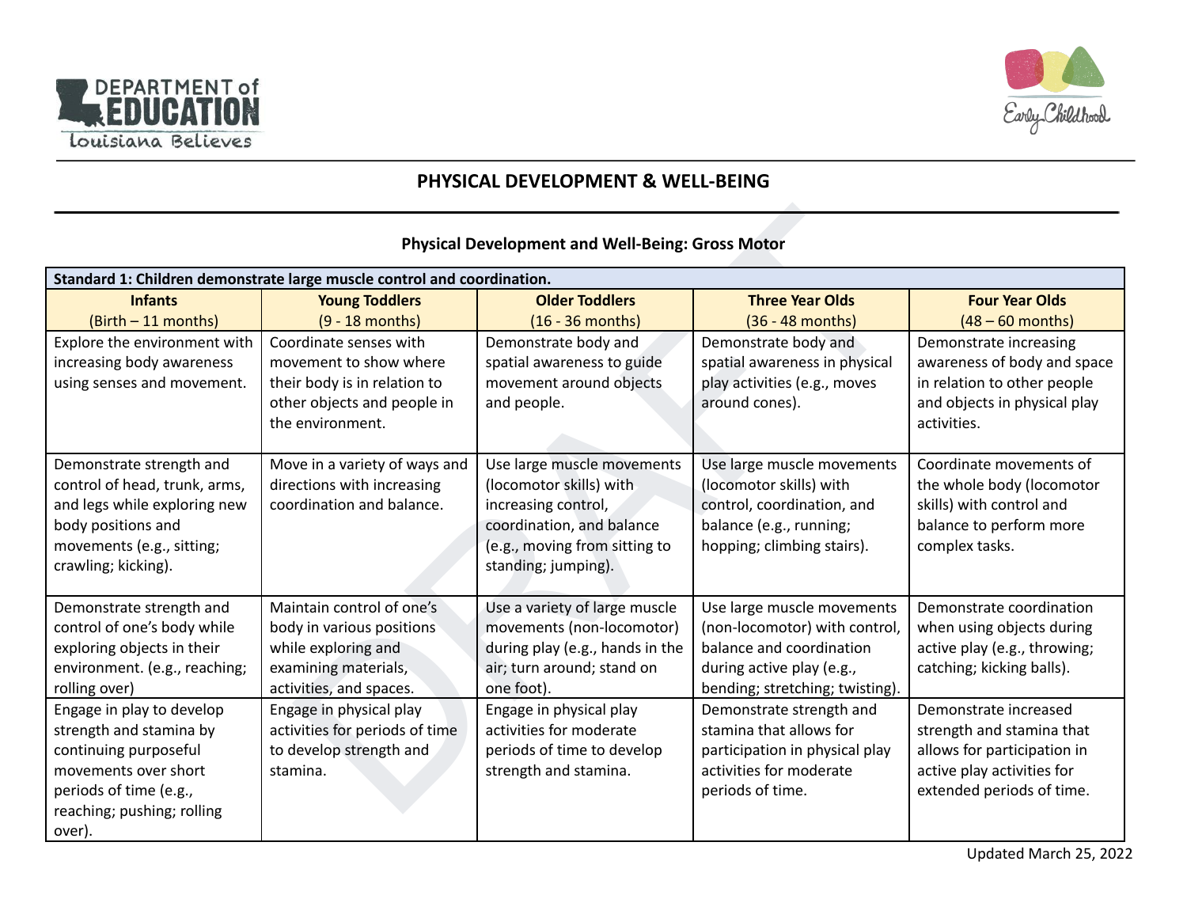# PHYSICAL DEVELOPMENT & WELL-BEING

## Physical Development and Well-Being: Gross Motor

| Standard 1: Children demonstrate large muscle control and coordination. | | | | |
|---|---|---|---|---|
| **Infants** (Birth – 11 months) | **Young Toddlers** (9 - 18 months) | **Older Toddlers** (16 - 36 months) | **Three Year Olds** (36 - 48 months) | **Four Year Olds** (48 – 60 months) |
| Explore the environment with increasing body awareness using senses and movement. | Coordinate senses with movement to show where their body is in relation to other objects and people in the environment. | Demonstrate body and spatial awareness to guide movement around objects and people. | Demonstrate body and spatial awareness in physical play activities (e.g., moves around cones). | Demonstrate increasing awareness of body and space in relation to other people and objects in physical play activities. |
| Demonstrate strength and control of head, trunk, arms, and legs while exploring new body positions and movements (e.g., sitting; crawling; kicking). | Move in a variety of ways and directions with increasing coordination and balance. | Use large muscle movements (locomotor skills) with increasing control, coordination, and balance (e.g., moving from sitting to standing; jumping). | Use large muscle movements (locomotor skills) with control, coordination, and balance (e.g., running; hopping; climbing stairs). | Coordinate movements of the whole body (locomotor skills) with control and balance to perform more complex tasks. |
| Demonstrate strength and control of one's body while exploring objects in their environment. (e.g., reaching; rolling over) | Maintain control of one's body in various positions while exploring and examining materials, activities, and spaces. | Use a variety of large muscle movements (non-locomotor) during play (e.g., hands in the air; turn around; stand on one foot). | Use large muscle movements (non-locomotor) with control, balance and coordination during active play (e.g., bending; stretching; twisting). | Demonstrate coordination when using objects during active play (e.g., throwing; catching; kicking balls). |
| Engage in play to develop strength and stamina by continuing purposeful movements over short periods of time (e.g., reaching; pushing; rolling over). | Engage in physical play activities for periods of time to develop strength and stamina. | Engage in physical play activities for moderate periods of time to develop strength and stamina. | Demonstrate strength and stamina that allows for participation in physical play activities for moderate periods of time. | Demonstrate increased strength and stamina that allows for participation in active play activities for extended periods of time. |

Updated March 25, 2022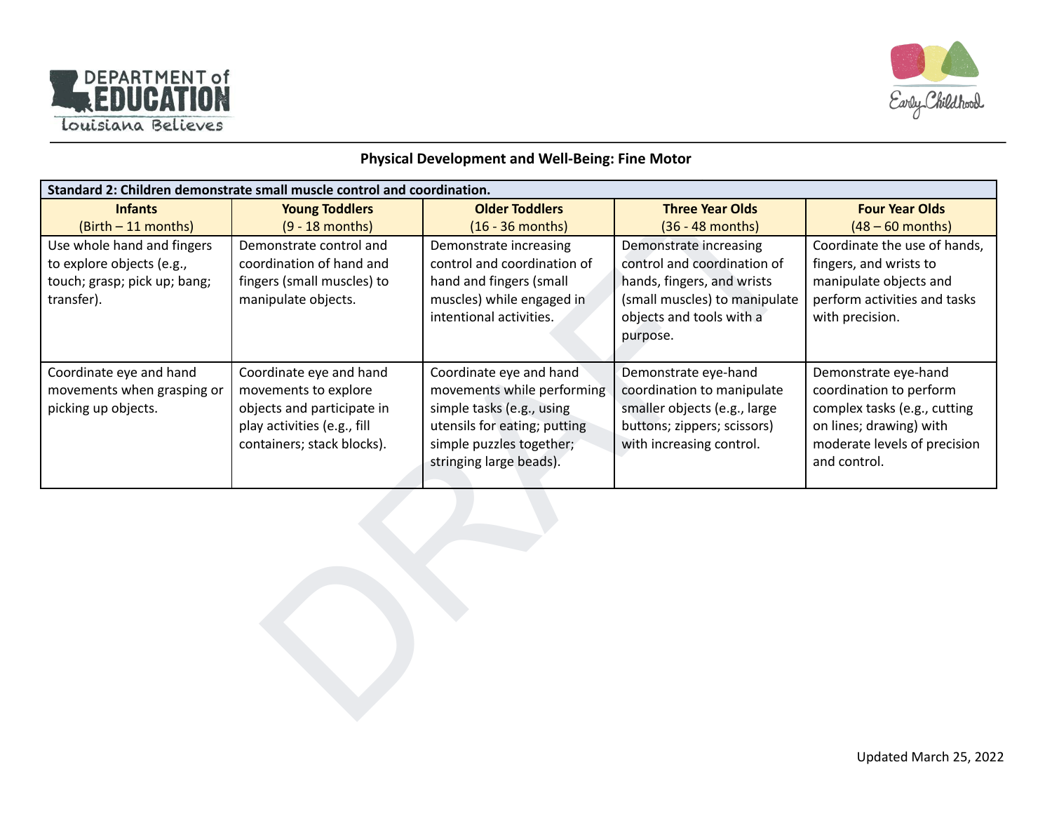## Physical Development and Well-Being: Fine Motor

| Standard 2: Children demonstrate small muscle control and coordination. | | | | |
|---|---|---|---|---|
| **Infants** (Birth – 11 months) | **Young Toddlers** (9 - 18 months) | **Older Toddlers** (16 - 36 months) | **Three Year Olds** (36 - 48 months) | **Four Year Olds** (48 – 60 months) |
| Use whole hand and fingers to explore objects (e.g., touch; grasp; pick up; bang; transfer). | Demonstrate control and coordination of hand and fingers (small muscles) to manipulate objects. | Demonstrate increasing control and coordination of hand and fingers (small muscles) while engaged in intentional activities. | Demonstrate increasing control and coordination of hands, fingers, and wrists (small muscles) to manipulate objects and tools with a purpose. | Coordinate the use of hands, fingers, and wrists to manipulate objects and perform activities and tasks with precision. |
| Coordinate eye and hand movements when grasping or picking up objects. | Coordinate eye and hand movements to explore objects and participate in play activities (e.g., fill containers; stack blocks). | Coordinate eye and hand movements while performing simple tasks (e.g., using utensils for eating; putting simple puzzles together; stringing large beads). | Demonstrate eye-hand coordination to manipulate smaller objects (e.g., large buttons; zippers; scissors) with increasing control. | Demonstrate eye-hand coordination to perform complex tasks (e.g., cutting on lines; drawing) with moderate levels of precision and control. |

Updated March 25, 2022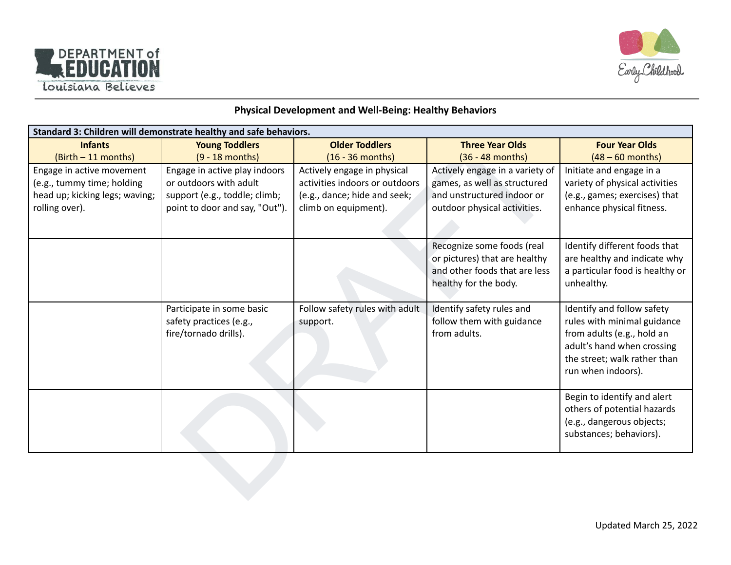## Physical Development and Well-Being: Healthy Behaviors

| Standard 3: Children will demonstrate healthy and safe behaviors. | | | | |
|---|---|---|---|---|
| **Infants** (Birth – 11 months) | **Young Toddlers** (9 - 18 months) | **Older Toddlers** (16 - 36 months) | **Three Year Olds** (36 - 48 months) | **Four Year Olds** (48 – 60 months) |
| Engage in active movement (e.g., tummy time; holding head up; kicking legs; waving; rolling over). | Engage in active play indoors or outdoors with adult support (e.g., toddle; climb; point to door and say, "Out"). | Actively engage in physical activities indoors or outdoors (e.g., dance; hide and seek; climb on equipment). | Actively engage in a variety of games, as well as structured and unstructured indoor or outdoor physical activities. | Initiate and engage in a variety of physical activities (e.g., games; exercises) that enhance physical fitness. |
| | | | Recognize some foods (real or pictures) that are healthy and other foods that are less healthy for the body. | Identify different foods that are healthy and indicate why a particular food is healthy or unhealthy. |
| | Participate in some basic safety practices (e.g., fire/tornado drills). | Follow safety rules with adult support. | Identify safety rules and follow them with guidance from adults. | Identify and follow safety rules with minimal guidance from adults (e.g., hold an adult's hand when crossing the street; walk rather than run when indoors). |
| | | | | Begin to identify and alert others of potential hazards (e.g., dangerous objects; substances; behaviors). |

Updated March 25, 2022